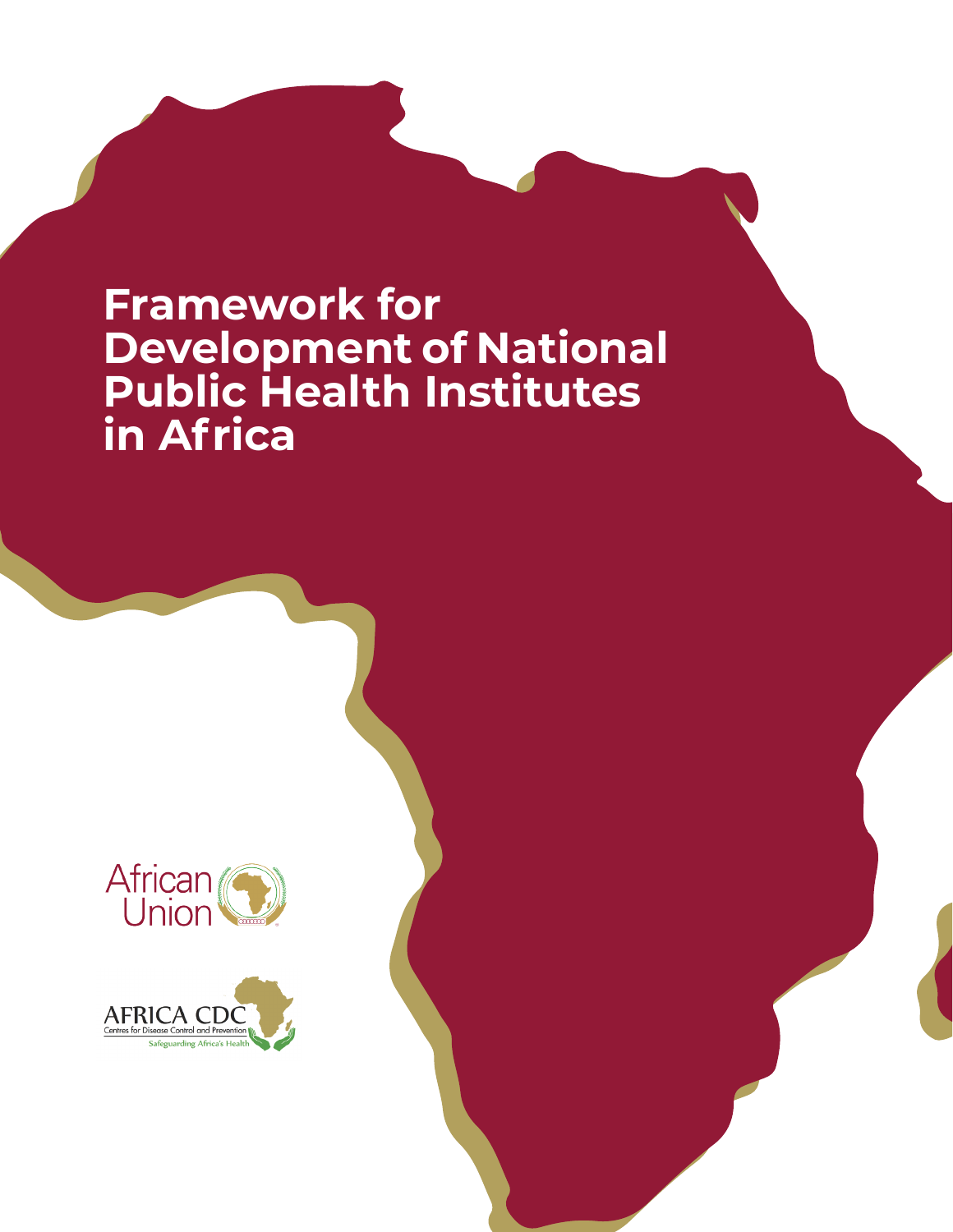# Framework for Development of National Public Health Institutes in Africa

African Union

AFRICA CDC
Centres for Disease Control and Prevention
Safeguarding Africa's Health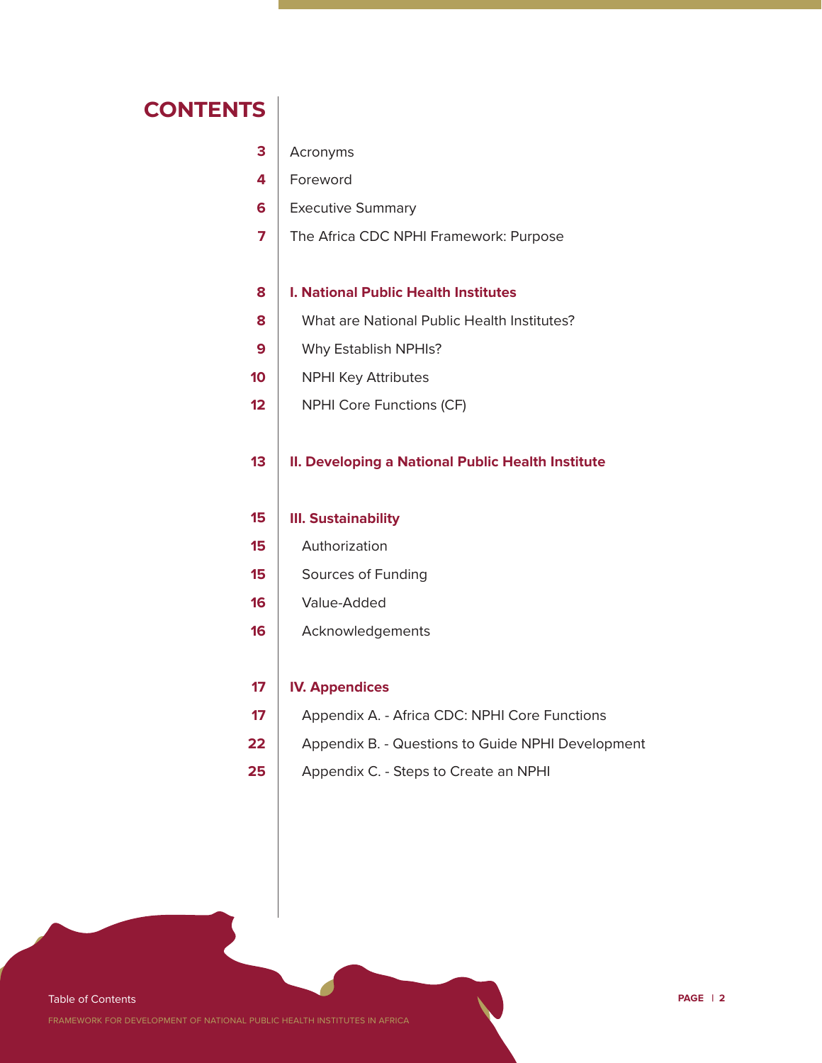# CONTENTS

| Page | Section |
| --- | --- |
| 3 | Acronyms |
| 4 | Foreword |
| 6 | Executive Summary |
| 7 | The Africa CDC NPHI Framework: Purpose |
| 8 | **I. National Public Health Institutes** |
| 8 | What are National Public Health Institutes? |
| 9 | Why Establish NPHIs? |
| 10 | NPHI Key Attributes |
| 12 | NPHI Core Functions (CF) |
| 13 | **II. Developing a National Public Health Institute** |
| 15 | **III. Sustainability** |
| 15 | Authorization |
| 15 | Sources of Funding |
| 16 | Value-Added |
| 16 | Acknowledgements |
| 17 | **IV. Appendices** |
| 17 | Appendix A. - Africa CDC: NPHI Core Functions |
| 22 | Appendix B. - Questions to Guide NPHI Development |
| 25 | Appendix C. - Steps to Create an NPHI |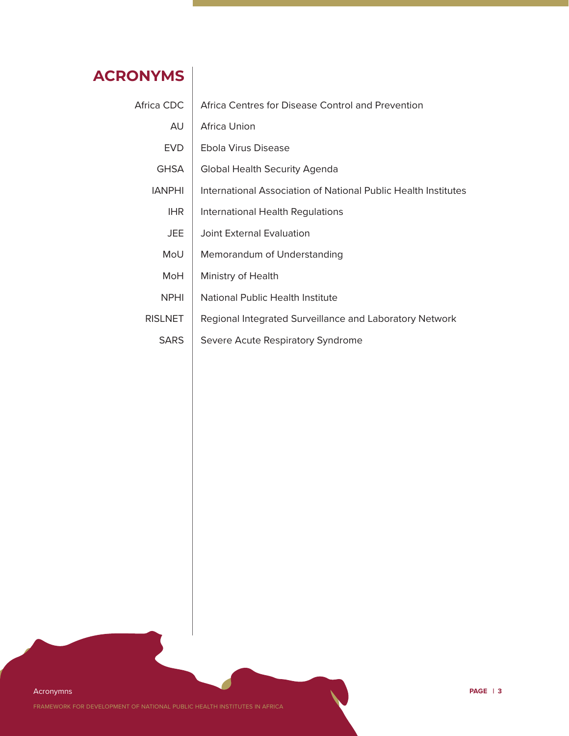# ACRONYMS

| | |
|---|---|
| Africa CDC | Africa Centres for Disease Control and Prevention |
| AU | Africa Union |
| EVD | Ebola Virus Disease |
| GHSA | Global Health Security Agenda |
| IANPHI | International Association of National Public Health Institutes |
| IHR | International Health Regulations |
| JEE | Joint External Evaluation |
| MoU | Memorandum of Understanding |
| MoH | Ministry of Health |
| NPHI | National Public Health Institute |
| RISLNET | Regional Integrated Surveillance and Laboratory Network |
| SARS | Severe Acute Respiratory Syndrome |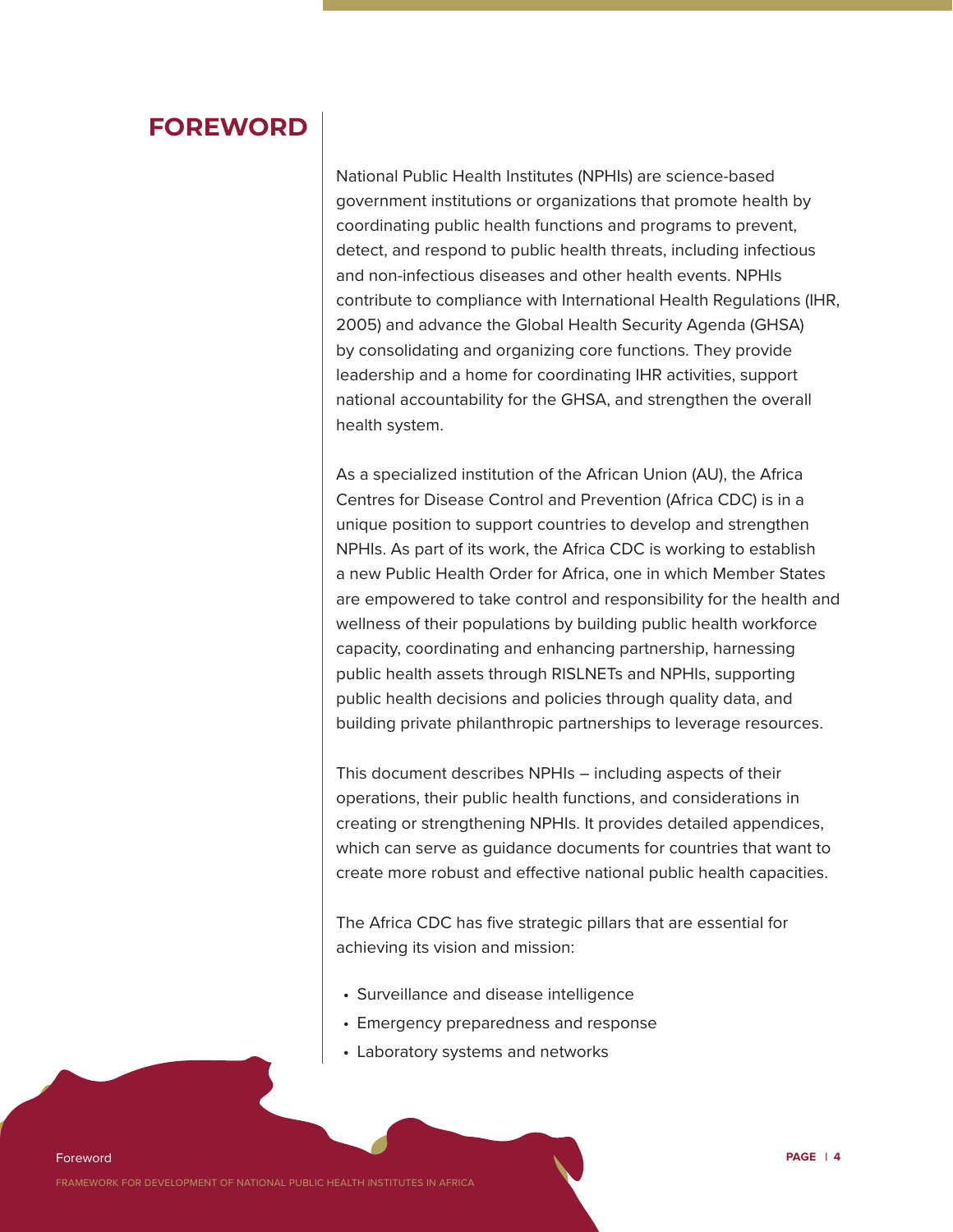# FOREWORD

National Public Health Institutes (NPHIs) are science-based government institutions or organizations that promote health by coordinating public health functions and programs to prevent, detect, and respond to public health threats, including infectious and non-infectious diseases and other health events. NPHIs contribute to compliance with International Health Regulations (IHR, 2005) and advance the Global Health Security Agenda (GHSA) by consolidating and organizing core functions. They provide leadership and a home for coordinating IHR activities, support national accountability for the GHSA, and strengthen the overall health system.

As a specialized institution of the African Union (AU), the Africa Centres for Disease Control and Prevention (Africa CDC) is in a unique position to support countries to develop and strengthen NPHIs. As part of its work, the Africa CDC is working to establish a new Public Health Order for Africa, one in which Member States are empowered to take control and responsibility for the health and wellness of their populations by building public health workforce capacity, coordinating and enhancing partnership, harnessing public health assets through RISLNETs and NPHIs, supporting public health decisions and policies through quality data, and building private philanthropic partnerships to leverage resources.

This document describes NPHIs – including aspects of their operations, their public health functions, and considerations in creating or strengthening NPHIs. It provides detailed appendices, which can serve as guidance documents for countries that want to create more robust and effective national public health capacities.

The Africa CDC has five strategic pillars that are essential for achieving its vision and mission:

- Surveillance and disease intelligence
- Emergency preparedness and response
- Laboratory systems and networks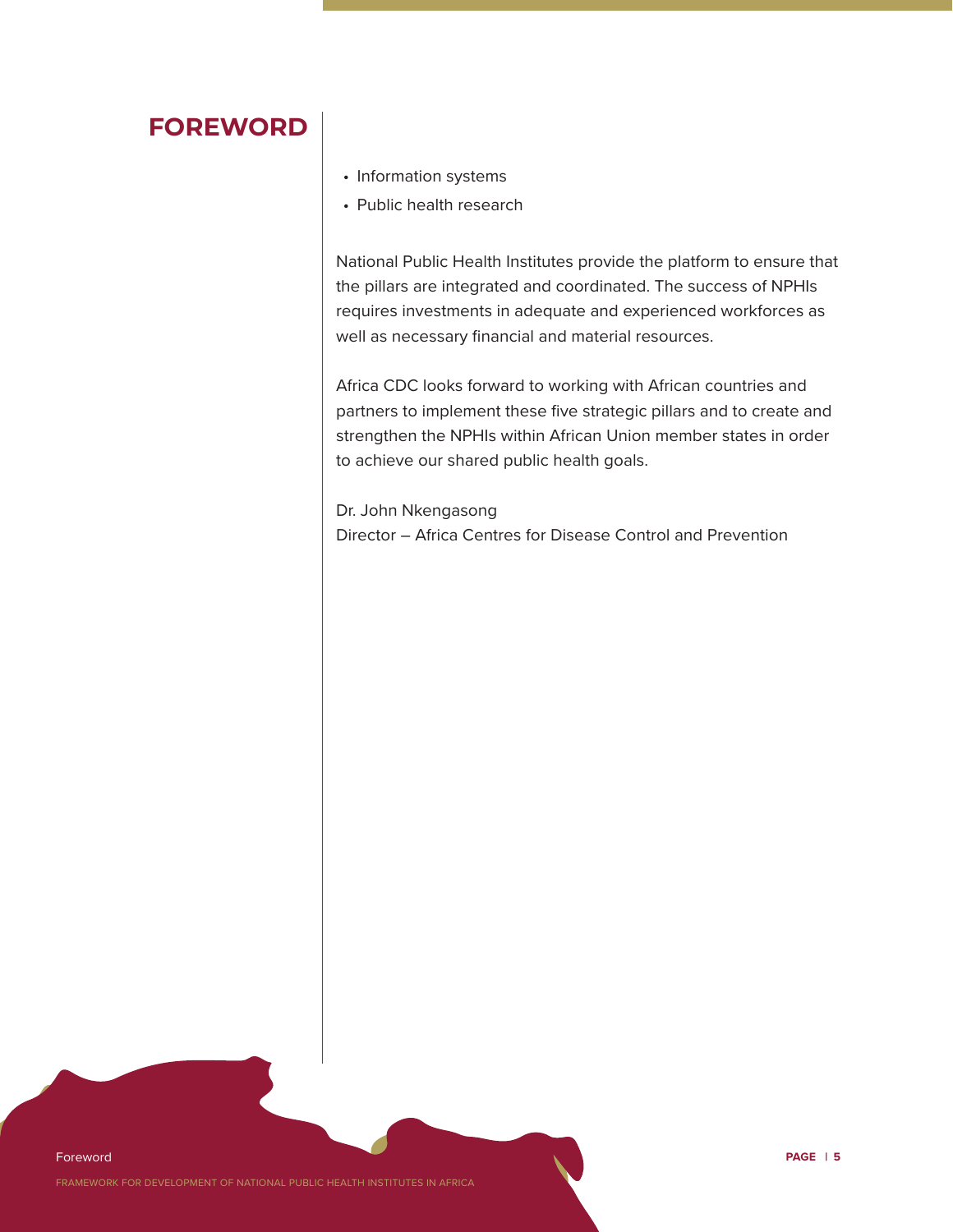## FOREWORD

- Information systems
- Public health research

National Public Health Institutes provide the platform to ensure that the pillars are integrated and coordinated. The success of NPHIs requires investments in adequate and experienced workforces as well as necessary financial and material resources.

Africa CDC looks forward to working with African countries and partners to implement these five strategic pillars and to create and strengthen the NPHIs within African Union member states in order to achieve our shared public health goals.

Dr. John Nkengasong
Director – Africa Centres for Disease Control and Prevention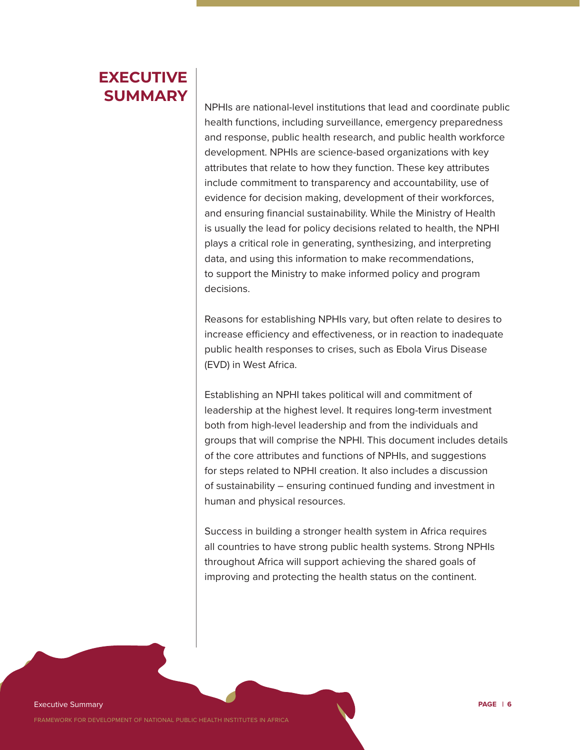# EXECUTIVE SUMMARY

NPHIs are national-level institutions that lead and coordinate public health functions, including surveillance, emergency preparedness and response, public health research, and public health workforce development. NPHIs are science-based organizations with key attributes that relate to how they function. These key attributes include commitment to transparency and accountability, use of evidence for decision making, development of their workforces, and ensuring financial sustainability. While the Ministry of Health is usually the lead for policy decisions related to health, the NPHI plays a critical role in generating, synthesizing, and interpreting data, and using this information to make recommendations, to support the Ministry to make informed policy and program decisions.

Reasons for establishing NPHIs vary, but often relate to desires to increase efficiency and effectiveness, or in reaction to inadequate public health responses to crises, such as Ebola Virus Disease (EVD) in West Africa.

Establishing an NPHI takes political will and commitment of leadership at the highest level. It requires long-term investment both from high-level leadership and from the individuals and groups that will comprise the NPHI. This document includes details of the core attributes and functions of NPHIs, and suggestions for steps related to NPHI creation. It also includes a discussion of sustainability – ensuring continued funding and investment in human and physical resources.

Success in building a stronger health system in Africa requires all countries to have strong public health systems. Strong NPHIs throughout Africa will support achieving the shared goals of improving and protecting the health status on the continent.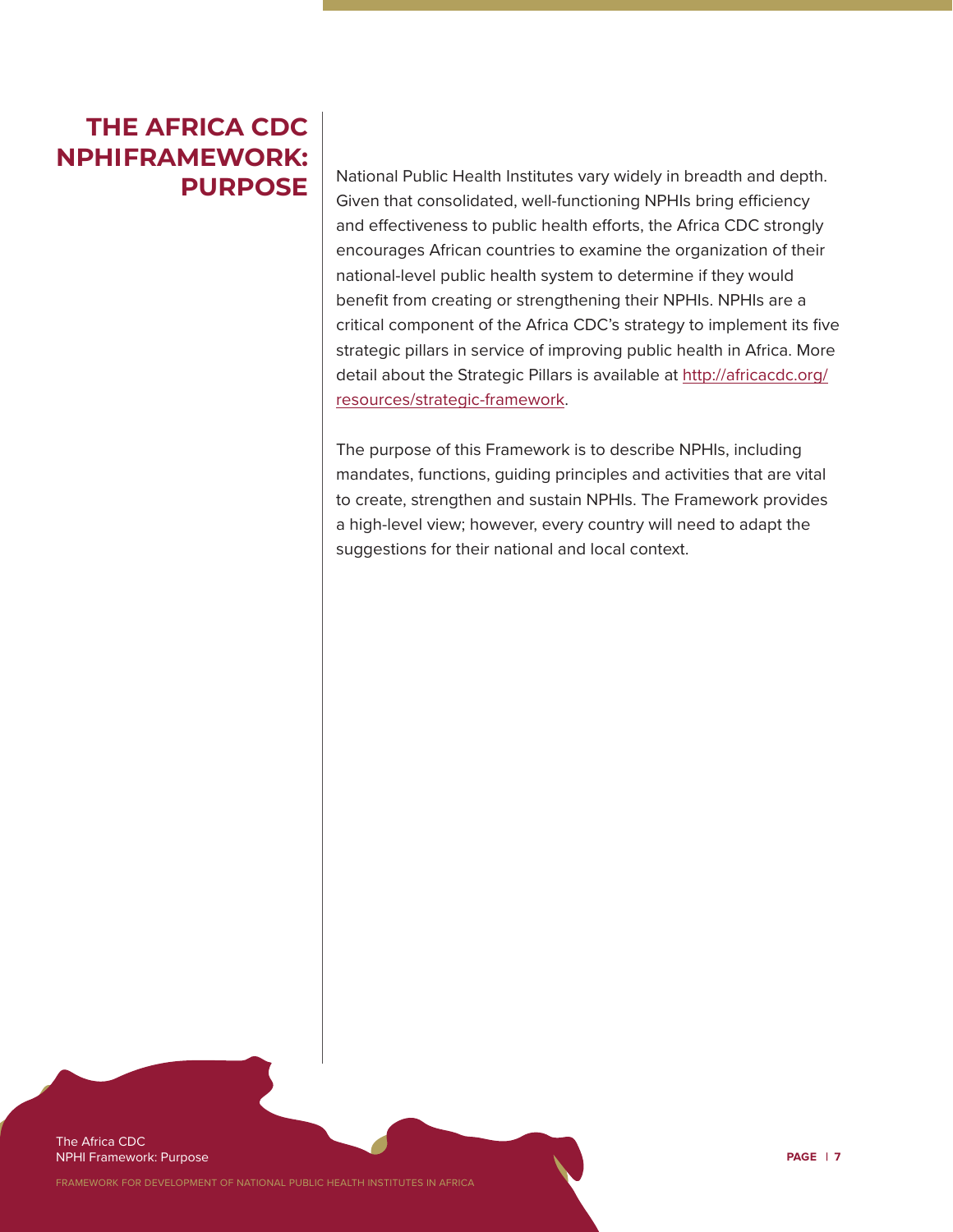## THE AFRICA CDC NPHIFRAMEWORK: PURPOSE

National Public Health Institutes vary widely in breadth and depth. Given that consolidated, well-functioning NPHIs bring efficiency and effectiveness to public health efforts, the Africa CDC strongly encourages African countries to examine the organization of their national-level public health system to determine if they would benefit from creating or strengthening their NPHIs. NPHIs are a critical component of the Africa CDC's strategy to implement its five strategic pillars in service of improving public health in Africa. More detail about the Strategic Pillars is available at http://africacdc.org/resources/strategic-framework.

The purpose of this Framework is to describe NPHIs, including mandates, functions, guiding principles and activities that are vital to create, strengthen and sustain NPHIs. The Framework provides a high-level view; however, every country will need to adapt the suggestions for their national and local context.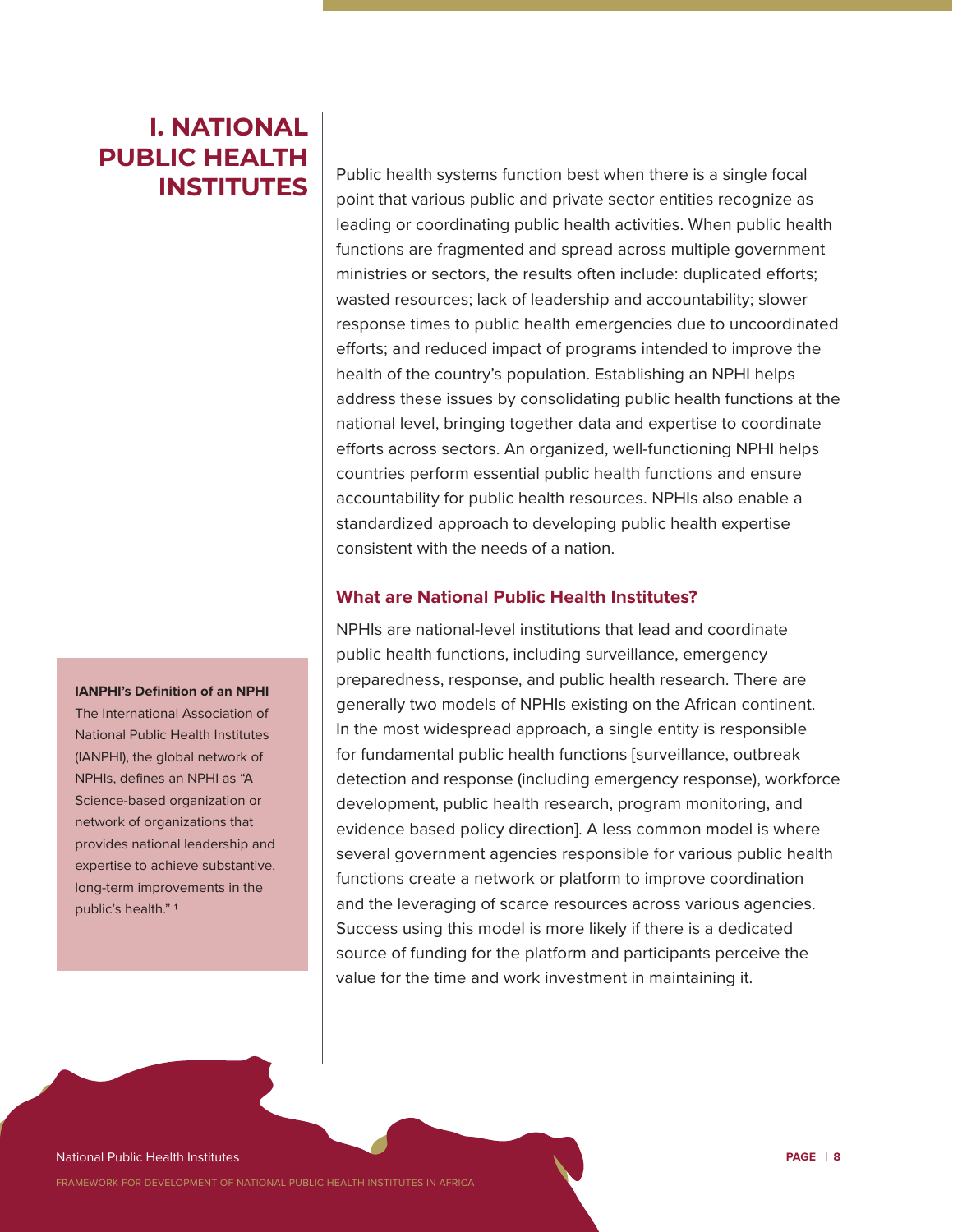# I. NATIONAL PUBLIC HEALTH INSTITUTES

Public health systems function best when there is a single focal point that various public and private sector entities recognize as leading or coordinating public health activities. When public health functions are fragmented and spread across multiple government ministries or sectors, the results often include: duplicated efforts; wasted resources; lack of leadership and accountability; slower response times to public health emergencies due to uncoordinated efforts; and reduced impact of programs intended to improve the health of the country's population. Establishing an NPHI helps address these issues by consolidating public health functions at the national level, bringing together data and expertise to coordinate efforts across sectors. An organized, well-functioning NPHI helps countries perform essential public health functions and ensure accountability for public health resources. NPHIs also enable a standardized approach to developing public health expertise consistent with the needs of a nation.

## What are National Public Health Institutes?

NPHIs are national-level institutions that lead and coordinate public health functions, including surveillance, emergency preparedness, response, and public health research. There are generally two models of NPHIs existing on the African continent. In the most widespread approach, a single entity is responsible for fundamental public health functions [surveillance, outbreak detection and response (including emergency response), workforce development, public health research, program monitoring, and evidence based policy direction]. A less common model is where several government agencies responsible for various public health functions create a network or platform to improve coordination and the leveraging of scarce resources across various agencies. Success using this model is more likely if there is a dedicated source of funding for the platform and participants perceive the value for the time and work investment in maintaining it.

**IANPHI's Definition of an NPHI**

The International Association of National Public Health Institutes (IANPHI), the global network of NPHIs, defines an NPHI as "A Science-based organization or network of organizations that provides national leadership and expertise to achieve substantive, long-term improvements in the public's health." [1]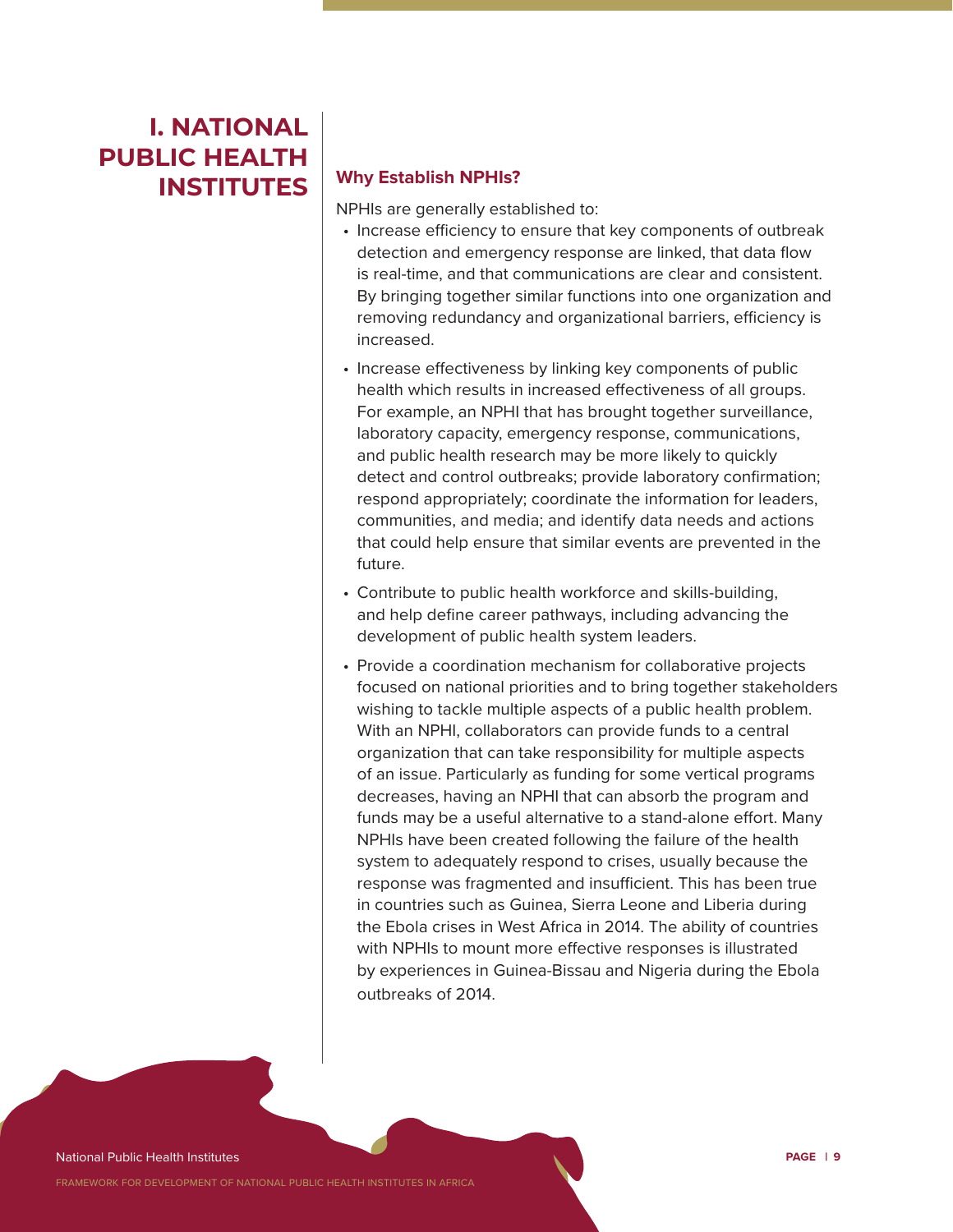# I. NATIONAL PUBLIC HEALTH INSTITUTES

## Why Establish NPHIs?

NPHIs are generally established to:

- Increase efficiency to ensure that key components of outbreak detection and emergency response are linked, that data flow is real-time, and that communications are clear and consistent. By bringing together similar functions into one organization and removing redundancy and organizational barriers, efficiency is increased.
- Increase effectiveness by linking key components of public health which results in increased effectiveness of all groups. For example, an NPHI that has brought together surveillance, laboratory capacity, emergency response, communications, and public health research may be more likely to quickly detect and control outbreaks; provide laboratory confirmation; respond appropriately; coordinate the information for leaders, communities, and media; and identify data needs and actions that could help ensure that similar events are prevented in the future.
- Contribute to public health workforce and skills-building, and help define career pathways, including advancing the development of public health system leaders.
- Provide a coordination mechanism for collaborative projects focused on national priorities and to bring together stakeholders wishing to tackle multiple aspects of a public health problem. With an NPHI, collaborators can provide funds to a central organization that can take responsibility for multiple aspects of an issue. Particularly as funding for some vertical programs decreases, having an NPHI that can absorb the program and funds may be a useful alternative to a stand-alone effort. Many NPHIs have been created following the failure of the health system to adequately respond to crises, usually because the response was fragmented and insufficient. This has been true in countries such as Guinea, Sierra Leone and Liberia during the Ebola crises in West Africa in 2014. The ability of countries with NPHIs to mount more effective responses is illustrated by experiences in Guinea-Bissau and Nigeria during the Ebola outbreaks of 2014.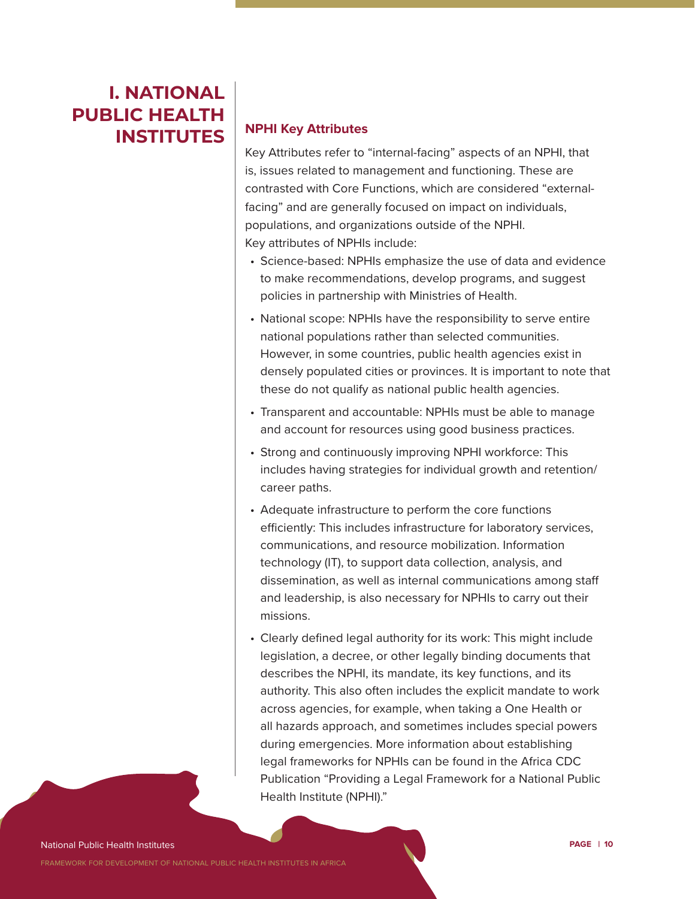# I. NATIONAL PUBLIC HEALTH INSTITUTES

### NPHI Key Attributes

Key Attributes refer to "internal-facing" aspects of an NPHI, that is, issues related to management and functioning. These are contrasted with Core Functions, which are considered "external-facing" and are generally focused on impact on individuals, populations, and organizations outside of the NPHI.
Key attributes of NPHIs include:

- Science-based: NPHIs emphasize the use of data and evidence to make recommendations, develop programs, and suggest policies in partnership with Ministries of Health.
- National scope: NPHIs have the responsibility to serve entire national populations rather than selected communities. However, in some countries, public health agencies exist in densely populated cities or provinces. It is important to note that these do not qualify as national public health agencies.
- Transparent and accountable: NPHIs must be able to manage and account for resources using good business practices.
- Strong and continuously improving NPHI workforce: This includes having strategies for individual growth and retention/career paths.
- Adequate infrastructure to perform the core functions efficiently: This includes infrastructure for laboratory services, communications, and resource mobilization. Information technology (IT), to support data collection, analysis, and dissemination, as well as internal communications among staff and leadership, is also necessary for NPHIs to carry out their missions.
- Clearly defined legal authority for its work: This might include legislation, a decree, or other legally binding documents that describes the NPHI, its mandate, its key functions, and its authority. This also often includes the explicit mandate to work across agencies, for example, when taking a One Health or all hazards approach, and sometimes includes special powers during emergencies. More information about establishing legal frameworks for NPHIs can be found in the Africa CDC Publication "Providing a Legal Framework for a National Public Health Institute (NPHI)."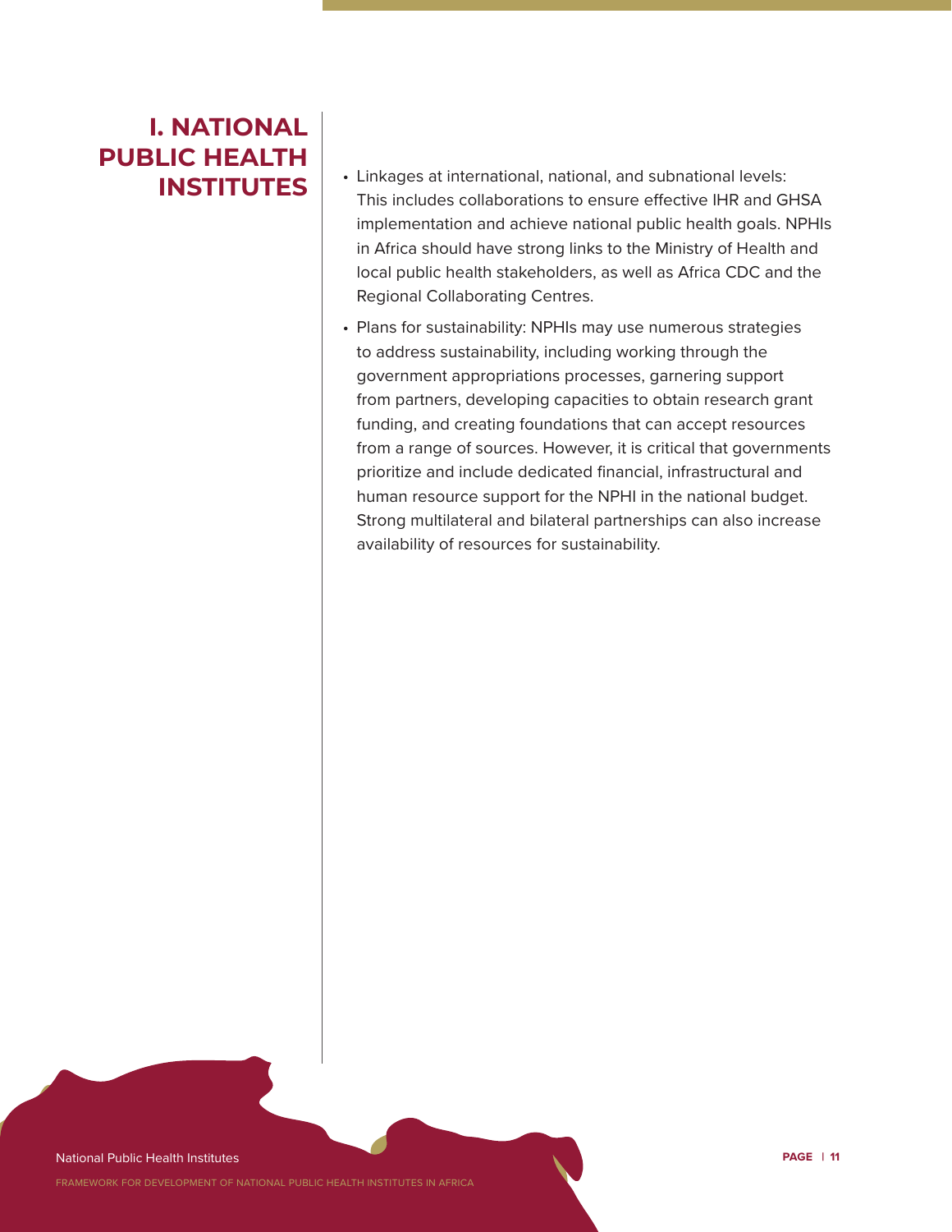## I. NATIONAL PUBLIC HEALTH INSTITUTES

- Linkages at international, national, and subnational levels: This includes collaborations to ensure effective IHR and GHSA implementation and achieve national public health goals. NPHIs in Africa should have strong links to the Ministry of Health and local public health stakeholders, as well as Africa CDC and the Regional Collaborating Centres.
- Plans for sustainability: NPHIs may use numerous strategies to address sustainability, including working through the government appropriations processes, garnering support from partners, developing capacities to obtain research grant funding, and creating foundations that can accept resources from a range of sources. However, it is critical that governments prioritize and include dedicated financial, infrastructural and human resource support for the NPHI in the national budget. Strong multilateral and bilateral partnerships can also increase availability of resources for sustainability.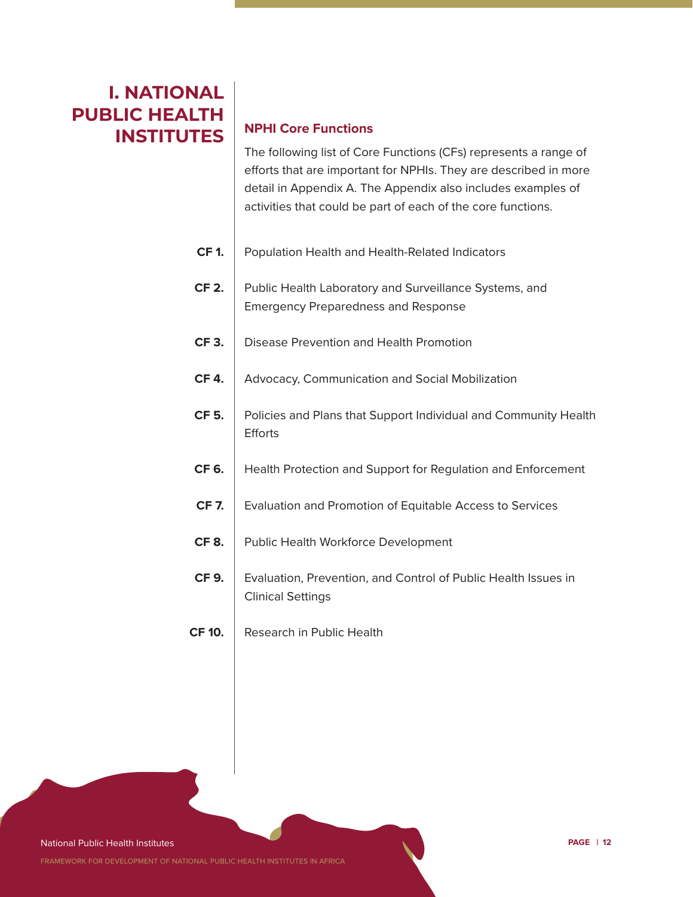# I. NATIONAL PUBLIC HEALTH INSTITUTES

## NPHI Core Functions

The following list of Core Functions (CFs) represents a range of efforts that are important for NPHIs. They are described in more detail in Appendix A. The Appendix also includes examples of activities that could be part of each of the core functions.

**CF 1.** Population Health and Health-Related Indicators

**CF 2.** Public Health Laboratory and Surveillance Systems, and Emergency Preparedness and Response

**CF 3.** Disease Prevention and Health Promotion

**CF 4.** Advocacy, Communication and Social Mobilization

**CF 5.** Policies and Plans that Support Individual and Community Health Efforts

**CF 6.** Health Protection and Support for Regulation and Enforcement

**CF 7.** Evaluation and Promotion of Equitable Access to Services

**CF 8.** Public Health Workforce Development

**CF 9.** Evaluation, Prevention, and Control of Public Health Issues in Clinical Settings

**CF 10.** Research in Public Health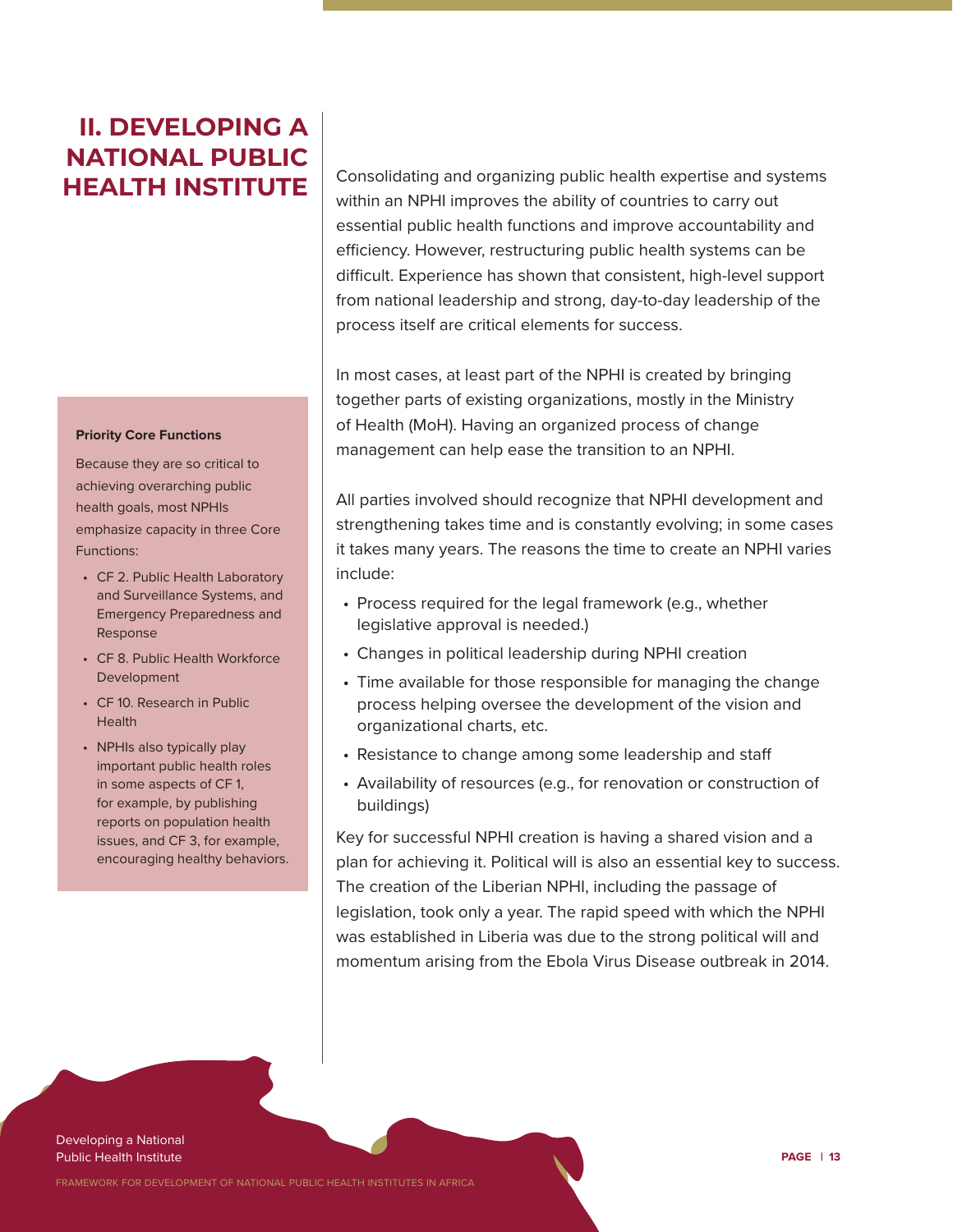# II. DEVELOPING A NATIONAL PUBLIC HEALTH INSTITUTE

Consolidating and organizing public health expertise and systems within an NPHI improves the ability of countries to carry out essential public health functions and improve accountability and efficiency. However, restructuring public health systems can be difficult. Experience has shown that consistent, high-level support from national leadership and strong, day-to-day leadership of the process itself are critical elements for success.

In most cases, at least part of the NPHI is created by bringing together parts of existing organizations, mostly in the Ministry of Health (MoH). Having an organized process of change management can help ease the transition to an NPHI.

All parties involved should recognize that NPHI development and strengthening takes time and is constantly evolving; in some cases it takes many years. The reasons the time to create an NPHI varies include:

- Process required for the legal framework (e.g., whether legislative approval is needed.)
- Changes in political leadership during NPHI creation
- Time available for those responsible for managing the change process helping oversee the development of the vision and organizational charts, etc.
- Resistance to change among some leadership and staff
- Availability of resources (e.g., for renovation or construction of buildings)

Key for successful NPHI creation is having a shared vision and a plan for achieving it. Political will is also an essential key to success. The creation of the Liberian NPHI, including the passage of legislation, took only a year. The rapid speed with which the NPHI was established in Liberia was due to the strong political will and momentum arising from the Ebola Virus Disease outbreak in 2014.

**Priority Core Functions**

Because they are so critical to achieving overarching public health goals, most NPHIs emphasize capacity in three Core Functions:

- CF 2. Public Health Laboratory and Surveillance Systems, and Emergency Preparedness and Response
- CF 8. Public Health Workforce Development
- CF 10. Research in Public Health
- NPHIs also typically play important public health roles in some aspects of CF 1, for example, by publishing reports on population health issues, and CF 3, for example, encouraging healthy behaviors.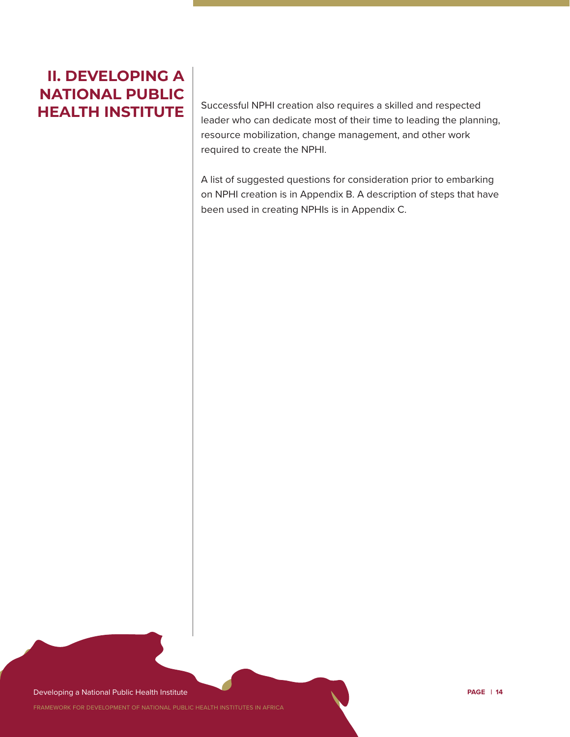## II. DEVELOPING A NATIONAL PUBLIC HEALTH INSTITUTE

Successful NPHI creation also requires a skilled and respected leader who can dedicate most of their time to leading the planning, resource mobilization, change management, and other work required to create the NPHI.

A list of suggested questions for consideration prior to embarking on NPHI creation is in Appendix B. A description of steps that have been used in creating NPHIs is in Appendix C.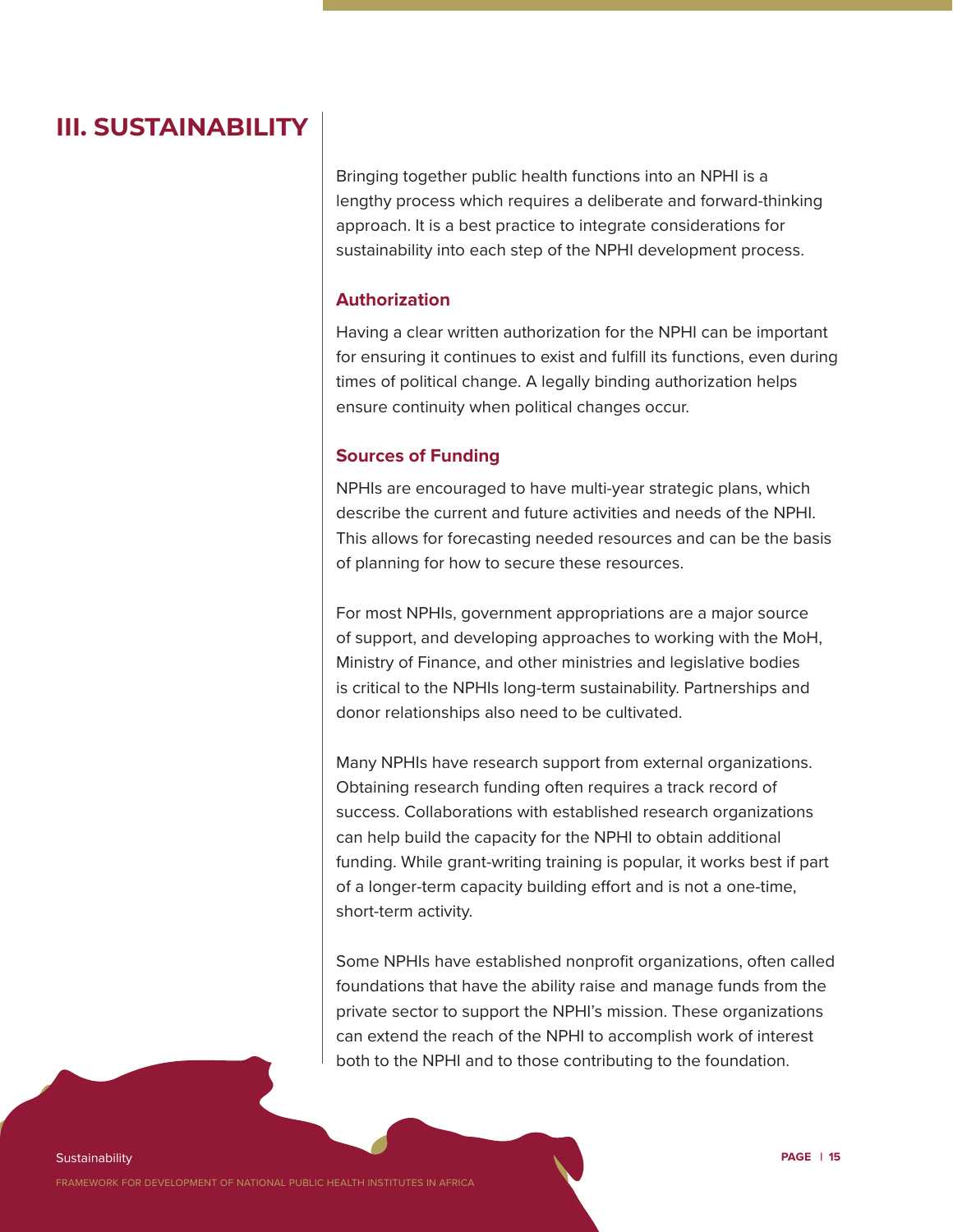# III. SUSTAINABILITY

Bringing together public health functions into an NPHI is a lengthy process which requires a deliberate and forward-thinking approach. It is a best practice to integrate considerations for sustainability into each step of the NPHI development process.

## Authorization

Having a clear written authorization for the NPHI can be important for ensuring it continues to exist and fulfill its functions, even during times of political change. A legally binding authorization helps ensure continuity when political changes occur.

## Sources of Funding

NPHIs are encouraged to have multi-year strategic plans, which describe the current and future activities and needs of the NPHI. This allows for forecasting needed resources and can be the basis of planning for how to secure these resources.

For most NPHIs, government appropriations are a major source of support, and developing approaches to working with the MoH, Ministry of Finance, and other ministries and legislative bodies is critical to the NPHIs long-term sustainability. Partnerships and donor relationships also need to be cultivated.

Many NPHIs have research support from external organizations. Obtaining research funding often requires a track record of success. Collaborations with established research organizations can help build the capacity for the NPHI to obtain additional funding. While grant-writing training is popular, it works best if part of a longer-term capacity building effort and is not a one-time, short-term activity.

Some NPHIs have established nonprofit organizations, often called foundations that have the ability raise and manage funds from the private sector to support the NPHI's mission. These organizations can extend the reach of the NPHI to accomplish work of interest both to the NPHI and to those contributing to the foundation.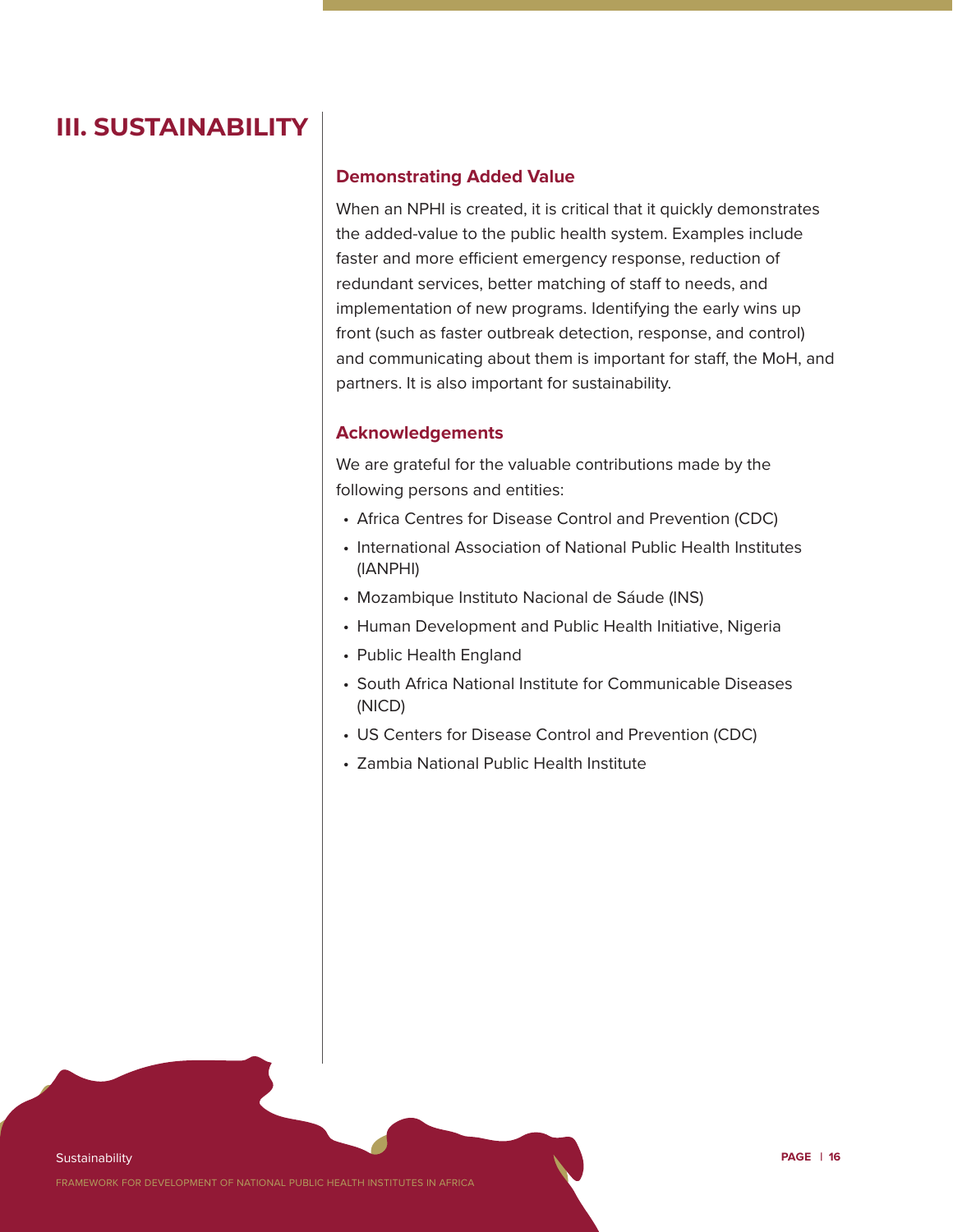# III. SUSTAINABILITY

## Demonstrating Added Value

When an NPHI is created, it is critical that it quickly demonstrates the added-value to the public health system. Examples include faster and more efficient emergency response, reduction of redundant services, better matching of staff to needs, and implementation of new programs. Identifying the early wins up front (such as faster outbreak detection, response, and control) and communicating about them is important for staff, the MoH, and partners. It is also important for sustainability.

## Acknowledgements

We are grateful for the valuable contributions made by the following persons and entities:

- Africa Centres for Disease Control and Prevention (CDC)
- International Association of National Public Health Institutes (IANPHI)
- Mozambique Instituto Nacional de Sáude (INS)
- Human Development and Public Health Initiative, Nigeria
- Public Health England
- South Africa National Institute for Communicable Diseases (NICD)
- US Centers for Disease Control and Prevention (CDC)
- Zambia National Public Health Institute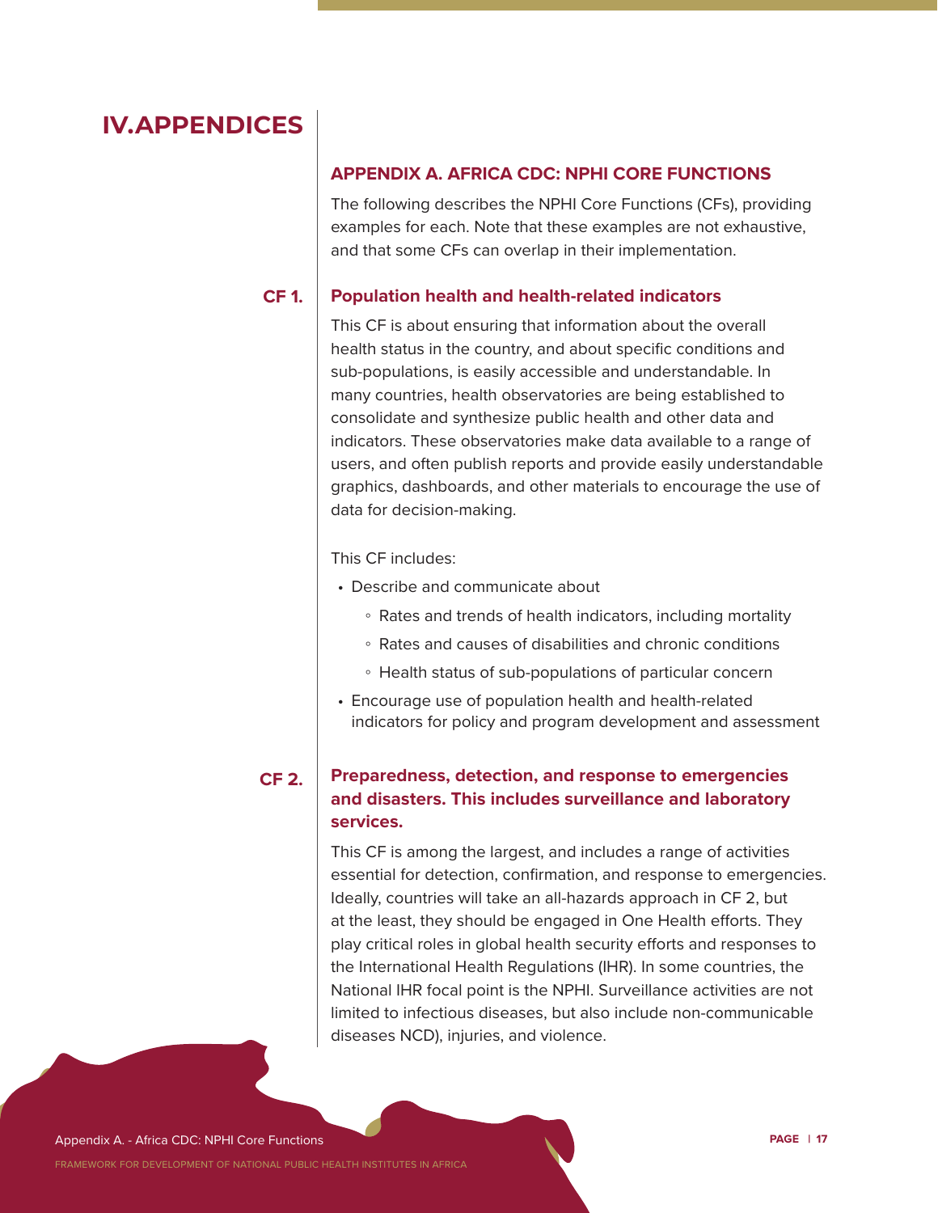# IV. APPENDICES

## APPENDIX A. AFRICA CDC: NPHI CORE FUNCTIONS

The following describes the NPHI Core Functions (CFs), providing examples for each. Note that these examples are not exhaustive, and that some CFs can overlap in their implementation.

### CF 1. Population health and health-related indicators

This CF is about ensuring that information about the overall health status in the country, and about specific conditions and sub-populations, is easily accessible and understandable. In many countries, health observatories are being established to consolidate and synthesize public health and other data and indicators. These observatories make data available to a range of users, and often publish reports and provide easily understandable graphics, dashboards, and other materials to encourage the use of data for decision-making.

This CF includes:

- Describe and communicate about
  - Rates and trends of health indicators, including mortality
  - Rates and causes of disabilities and chronic conditions
  - Health status of sub-populations of particular concern
- Encourage use of population health and health-related indicators for policy and program development and assessment

### CF 2. Preparedness, detection, and response to emergencies and disasters. This includes surveillance and laboratory services.

This CF is among the largest, and includes a range of activities essential for detection, confirmation, and response to emergencies. Ideally, countries will take an all-hazards approach in CF 2, but at the least, they should be engaged in One Health efforts. They play critical roles in global health security efforts and responses to the International Health Regulations (IHR). In some countries, the National IHR focal point is the NPHI. Surveillance activities are not limited to infectious diseases, but also include non-communicable diseases NCD), injuries, and violence.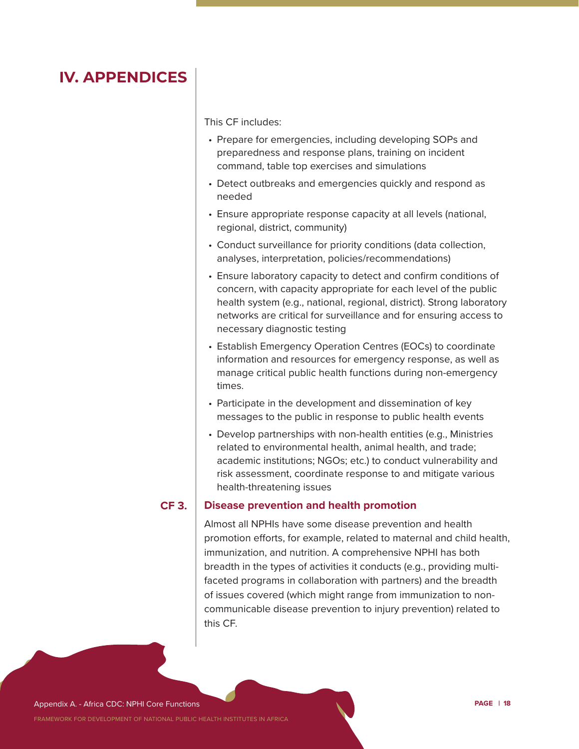# IV. APPENDICES

This CF includes:

- Prepare for emergencies, including developing SOPs and preparedness and response plans, training on incident command, table top exercises and simulations
- Detect outbreaks and emergencies quickly and respond as needed
- Ensure appropriate response capacity at all levels (national, regional, district, community)
- Conduct surveillance for priority conditions (data collection, analyses, interpretation, policies/recommendations)
- Ensure laboratory capacity to detect and confirm conditions of concern, with capacity appropriate for each level of the public health system (e.g., national, regional, district). Strong laboratory networks are critical for surveillance and for ensuring access to necessary diagnostic testing
- Establish Emergency Operation Centres (EOCs) to coordinate information and resources for emergency response, as well as manage critical public health functions during non-emergency times.
- Participate in the development and dissemination of key messages to the public in response to public health events
- Develop partnerships with non-health entities (e.g., Ministries related to environmental health, animal health, and trade; academic institutions; NGOs; etc.) to conduct vulnerability and risk assessment, coordinate response to and mitigate various health-threatening issues

## CF 3. Disease prevention and health promotion

Almost all NPHIs have some disease prevention and health promotion efforts, for example, related to maternal and child health, immunization, and nutrition. A comprehensive NPHI has both breadth in the types of activities it conducts (e.g., providing multi-faceted programs in collaboration with partners) and the breadth of issues covered (which might range from immunization to non-communicable disease prevention to injury prevention) related to this CF.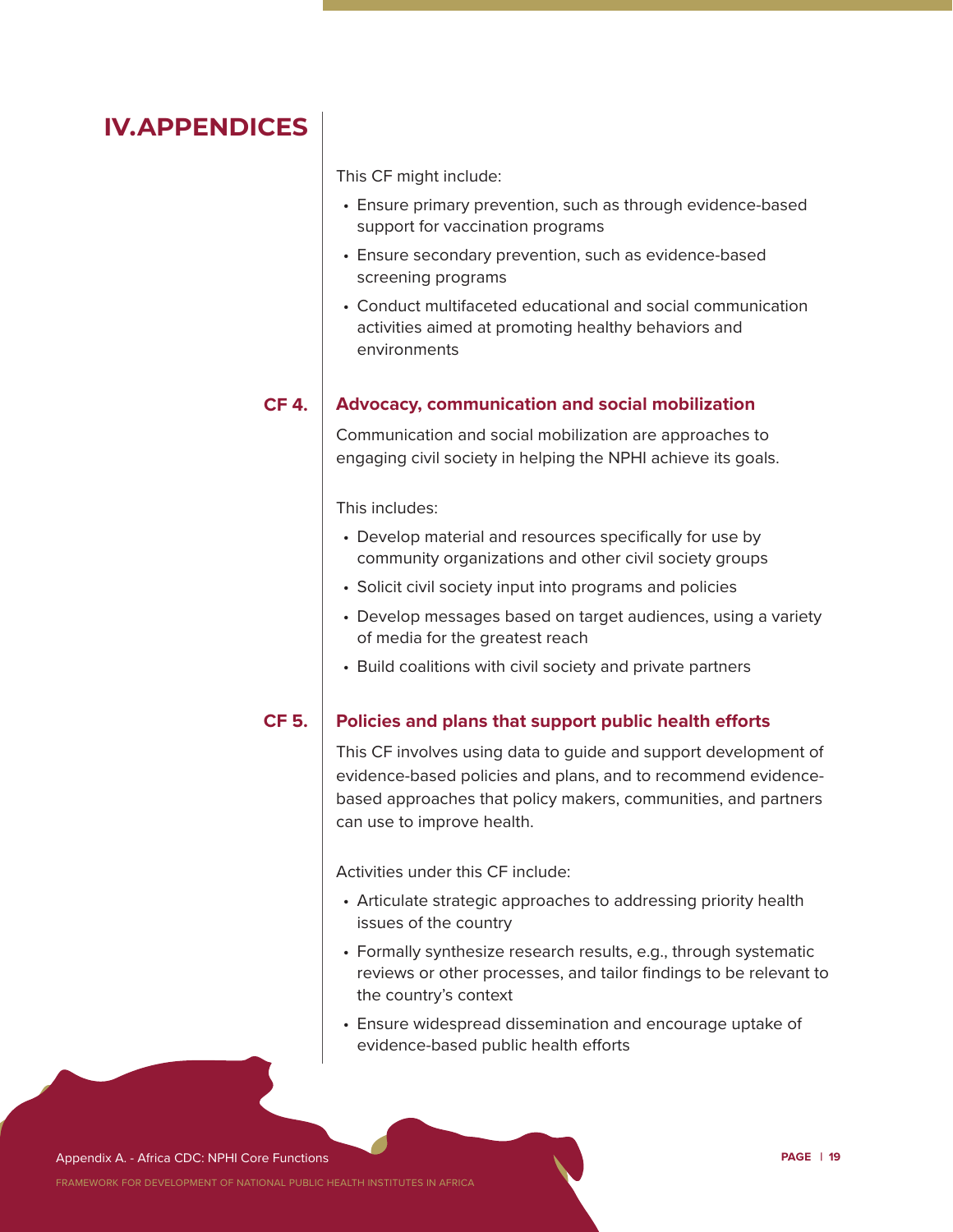# IV. APPENDICES

This CF might include:

- Ensure primary prevention, such as through evidence-based support for vaccination programs
- Ensure secondary prevention, such as evidence-based screening programs
- Conduct multifaceted educational and social communication activities aimed at promoting healthy behaviors and environments

## CF 4. Advocacy, communication and social mobilization

Communication and social mobilization are approaches to engaging civil society in helping the NPHI achieve its goals.

This includes:

- Develop material and resources specifically for use by community organizations and other civil society groups
- Solicit civil society input into programs and policies
- Develop messages based on target audiences, using a variety of media for the greatest reach
- Build coalitions with civil society and private partners

## CF 5. Policies and plans that support public health efforts

This CF involves using data to guide and support development of evidence-based policies and plans, and to recommend evidence-based approaches that policy makers, communities, and partners can use to improve health.

Activities under this CF include:

- Articulate strategic approaches to addressing priority health issues of the country
- Formally synthesize research results, e.g., through systematic reviews or other processes, and tailor findings to be relevant to the country's context
- Ensure widespread dissemination and encourage uptake of evidence-based public health efforts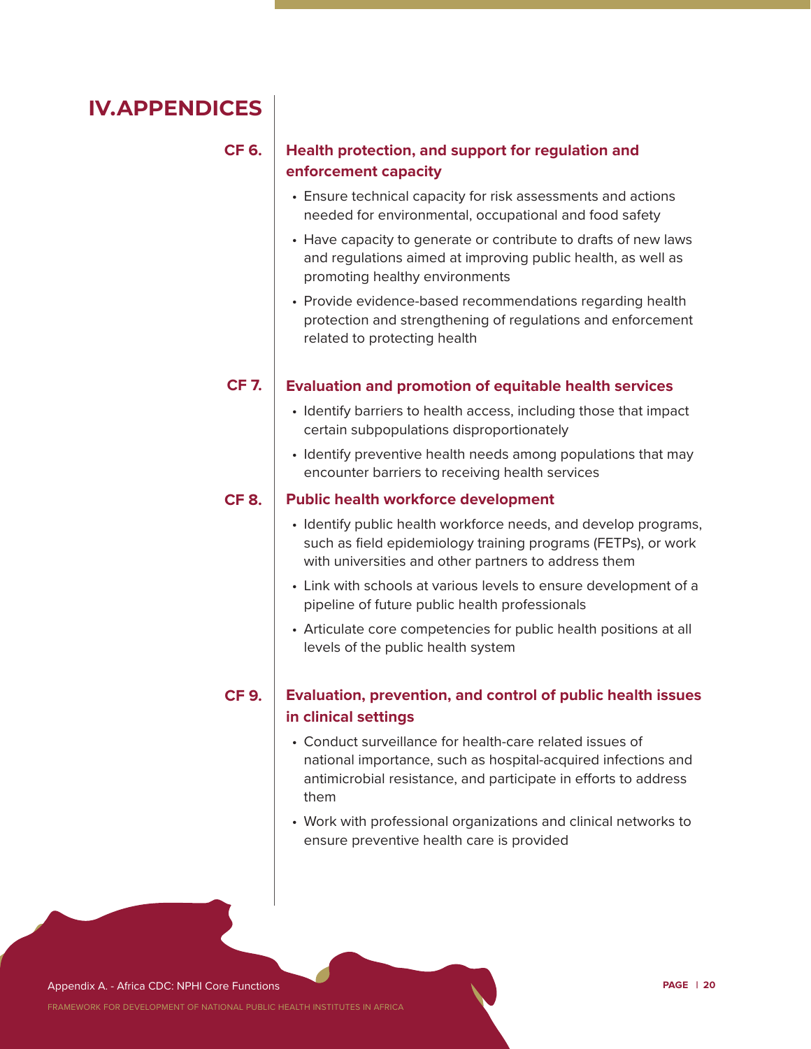# IV. APPENDICES

## CF 6. Health protection, and support for regulation and enforcement capacity

- Ensure technical capacity for risk assessments and actions needed for environmental, occupational and food safety
- Have capacity to generate or contribute to drafts of new laws and regulations aimed at improving public health, as well as promoting healthy environments
- Provide evidence-based recommendations regarding health protection and strengthening of regulations and enforcement related to protecting health

## CF 7. Evaluation and promotion of equitable health services

- Identify barriers to health access, including those that impact certain subpopulations disproportionately
- Identify preventive health needs among populations that may encounter barriers to receiving health services

## CF 8. Public health workforce development

- Identify public health workforce needs, and develop programs, such as field epidemiology training programs (FETPs), or work with universities and other partners to address them
- Link with schools at various levels to ensure development of a pipeline of future public health professionals
- Articulate core competencies for public health positions at all levels of the public health system

## CF 9. Evaluation, prevention, and control of public health issues in clinical settings

- Conduct surveillance for health-care related issues of national importance, such as hospital-acquired infections and antimicrobial resistance, and participate in efforts to address them
- Work with professional organizations and clinical networks to ensure preventive health care is provided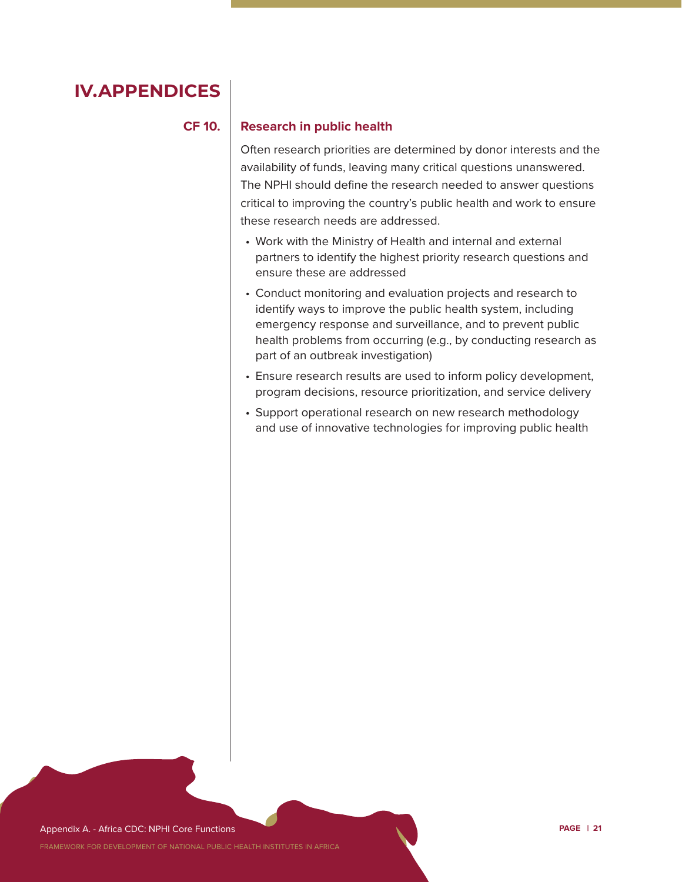# IV.APPENDICES

## CF 10. Research in public health

Often research priorities are determined by donor interests and the availability of funds, leaving many critical questions unanswered. The NPHI should define the research needed to answer questions critical to improving the country's public health and work to ensure these research needs are addressed.

- Work with the Ministry of Health and internal and external partners to identify the highest priority research questions and ensure these are addressed
- Conduct monitoring and evaluation projects and research to identify ways to improve the public health system, including emergency response and surveillance, and to prevent public health problems from occurring (e.g., by conducting research as part of an outbreak investigation)
- Ensure research results are used to inform policy development, program decisions, resource prioritization, and service delivery
- Support operational research on new research methodology and use of innovative technologies for improving public health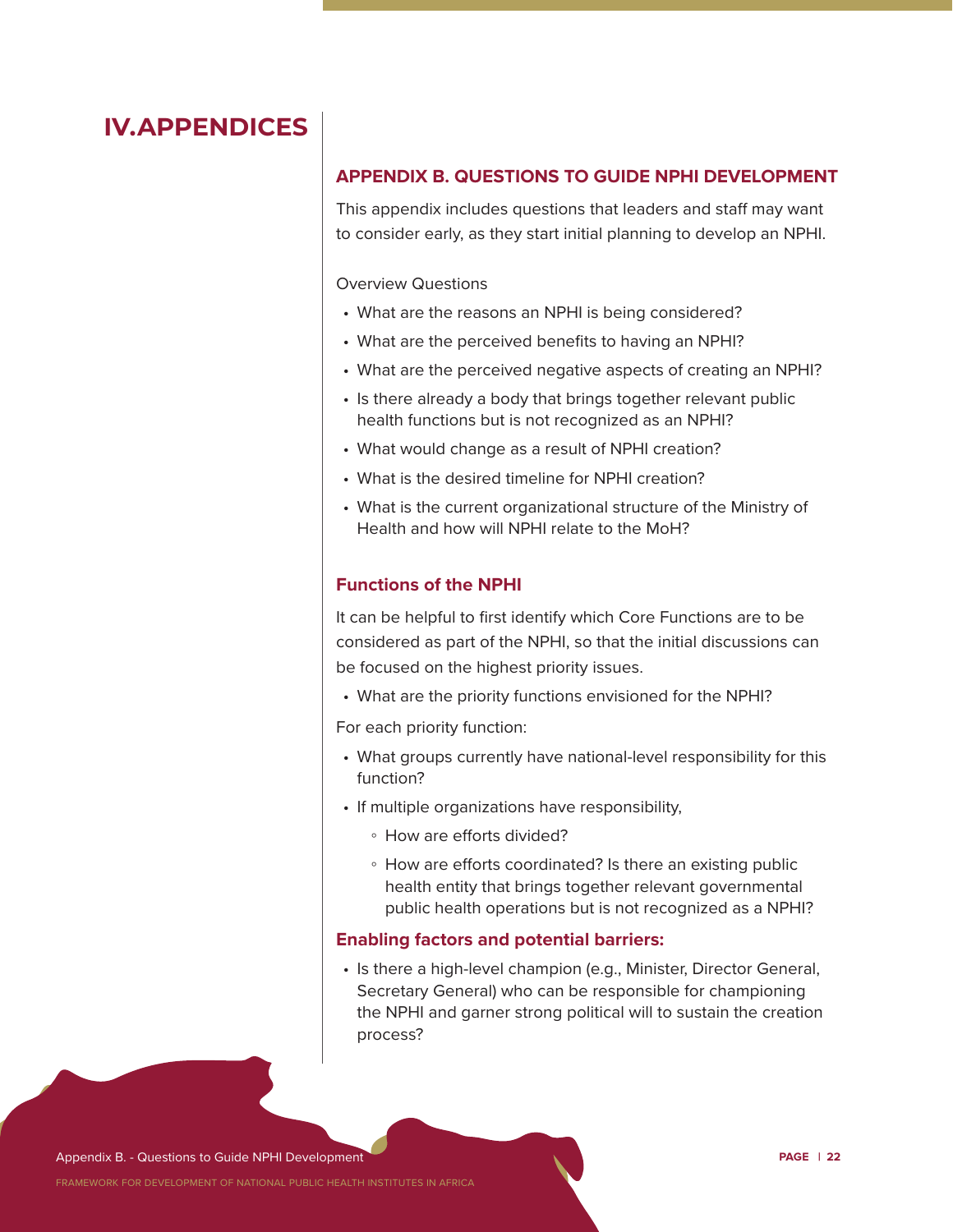# IV.APPENDICES

## APPENDIX B. QUESTIONS TO GUIDE NPHI DEVELOPMENT

This appendix includes questions that leaders and staff may want to consider early, as they start initial planning to develop an NPHI.

Overview Questions

- What are the reasons an NPHI is being considered?
- What are the perceived benefits to having an NPHI?
- What are the perceived negative aspects of creating an NPHI?
- Is there already a body that brings together relevant public health functions but is not recognized as an NPHI?
- What would change as a result of NPHI creation?
- What is the desired timeline for NPHI creation?
- What is the current organizational structure of the Ministry of Health and how will NPHI relate to the MoH?

### Functions of the NPHI

It can be helpful to first identify which Core Functions are to be considered as part of the NPHI, so that the initial discussions can be focused on the highest priority issues.

- What are the priority functions envisioned for the NPHI?

For each priority function:

- What groups currently have national-level responsibility for this function?
- If multiple organizations have responsibility,
    - How are efforts divided?
    - How are efforts coordinated? Is there an existing public health entity that brings together relevant governmental public health operations but is not recognized as a NPHI?

### Enabling factors and potential barriers:

- Is there a high-level champion (e.g., Minister, Director General, Secretary General) who can be responsible for championing the NPHI and garner strong political will to sustain the creation process?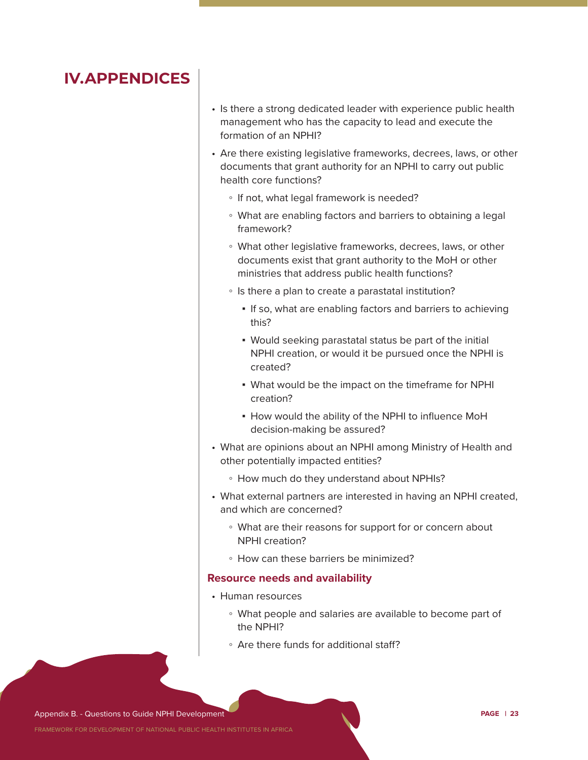# IV. APPENDICES

- Is there a strong dedicated leader with experience public health management who has the capacity to lead and execute the formation of an NPHI?
- Are there existing legislative frameworks, decrees, laws, or other documents that grant authority for an NPHI to carry out public health core functions?
  - If not, what legal framework is needed?
  - What are enabling factors and barriers to obtaining a legal framework?
  - What other legislative frameworks, decrees, laws, or other documents exist that grant authority to the MoH or other ministries that address public health functions?
  - Is there a plan to create a parastatal institution?
    - If so, what are enabling factors and barriers to achieving this?
    - Would seeking parastatal status be part of the initial NPHI creation, or would it be pursued once the NPHI is created?
    - What would be the impact on the timeframe for NPHI creation?
    - How would the ability of the NPHI to influence MoH decision-making be assured?
- What are opinions about an NPHI among Ministry of Health and other potentially impacted entities?
  - How much do they understand about NPHIs?
- What external partners are interested in having an NPHI created, and which are concerned?
  - What are their reasons for support for or concern about NPHI creation?
  - How can these barriers be minimized?

### Resource needs and availability

- Human resources
  - What people and salaries are available to become part of the NPHI?
  - Are there funds for additional staff?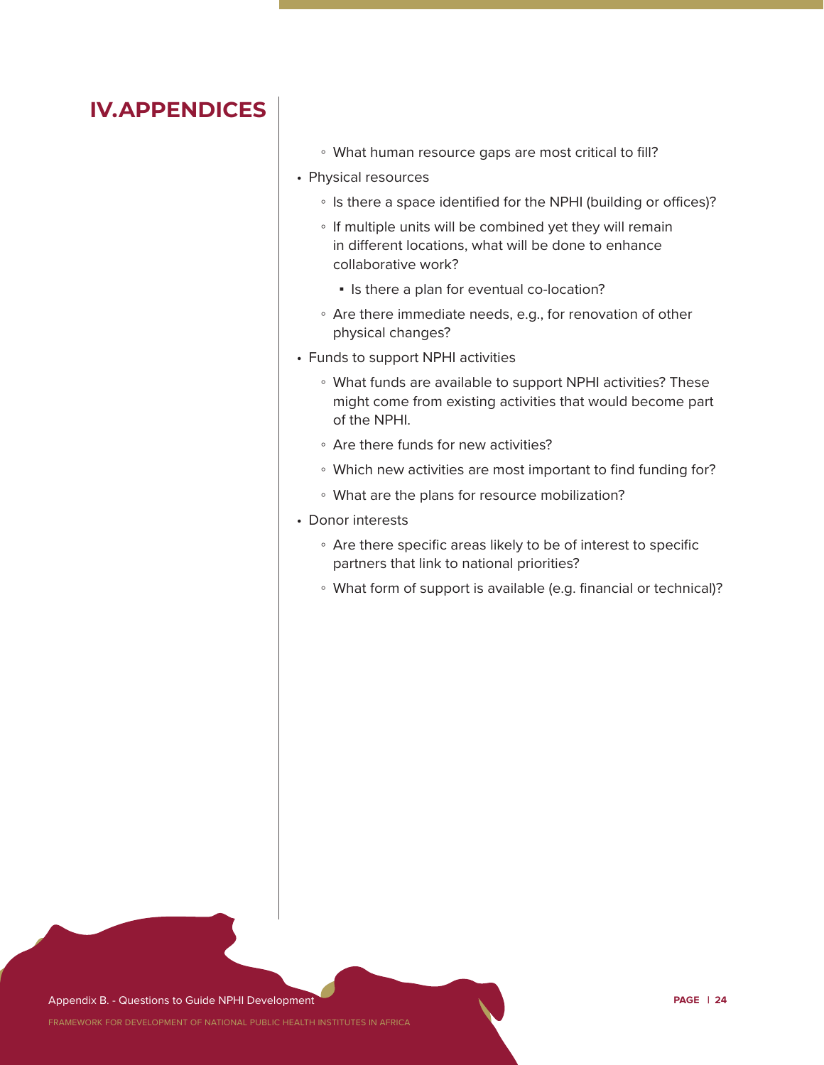- What human resource gaps are most critical to fill?

- Physical resources
  - Is there a space identified for the NPHI (building or offices)?
  - If multiple units will be combined yet they will remain in different locations, what will be done to enhance collaborative work?
    - Is there a plan for eventual co-location?
  - Are there immediate needs, e.g., for renovation of other physical changes?
- Funds to support NPHI activities
  - What funds are available to support NPHI activities? These might come from existing activities that would become part of the NPHI.
  - Are there funds for new activities?
  - Which new activities are most important to find funding for?
  - What are the plans for resource mobilization?
- Donor interests
  - Are there specific areas likely to be of interest to specific partners that link to national priorities?
  - What form of support is available (e.g. financial or technical)?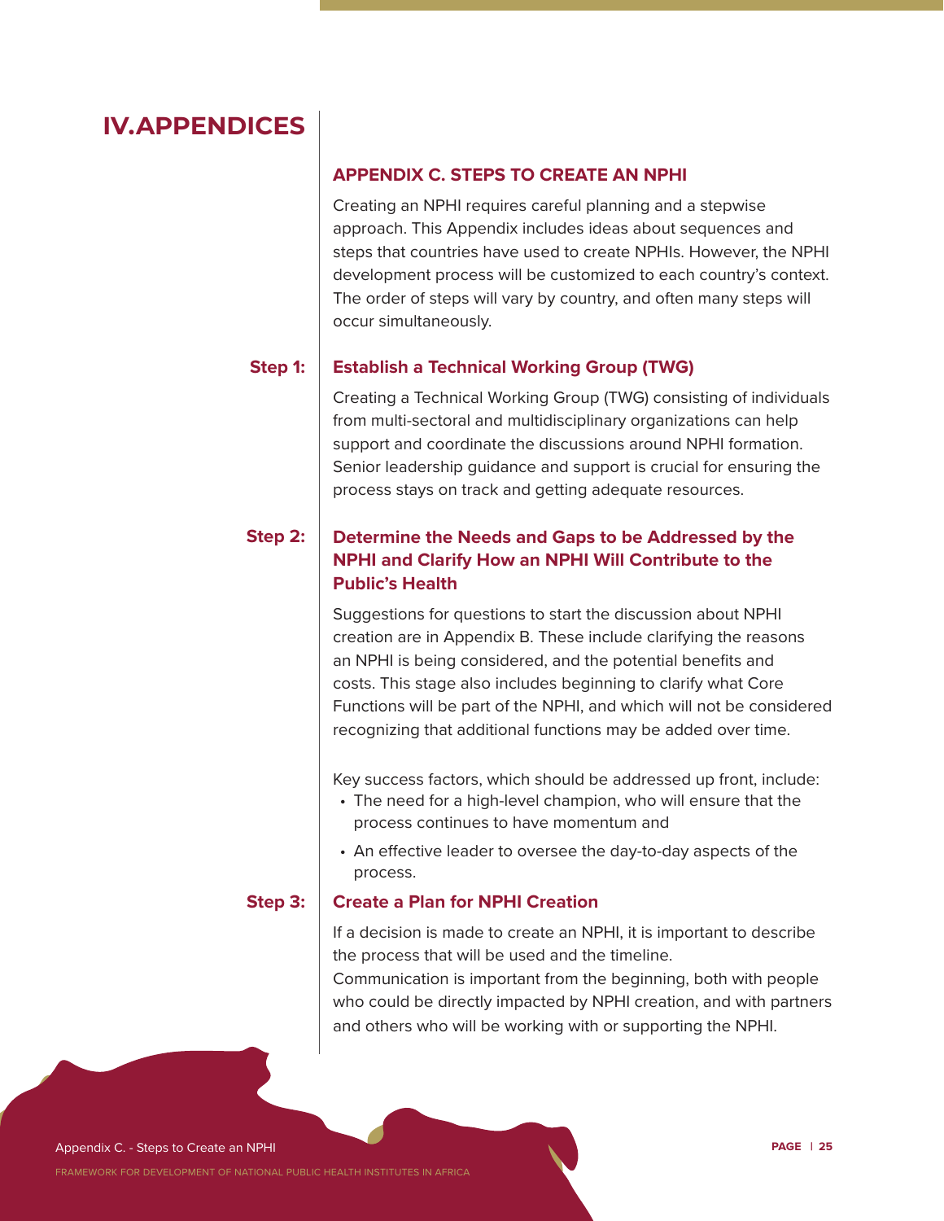# IV.APPENDICES

## APPENDIX C. STEPS TO CREATE AN NPHI

Creating an NPHI requires careful planning and a stepwise approach. This Appendix includes ideas about sequences and steps that countries have used to create NPHIs. However, the NPHI development process will be customized to each country's context. The order of steps will vary by country, and often many steps will occur simultaneously.

### Step 1: Establish a Technical Working Group (TWG)

Creating a Technical Working Group (TWG) consisting of individuals from multi-sectoral and multidisciplinary organizations can help support and coordinate the discussions around NPHI formation. Senior leadership guidance and support is crucial for ensuring the process stays on track and getting adequate resources.

### Step 2: Determine the Needs and Gaps to be Addressed by the NPHI and Clarify How an NPHI Will Contribute to the Public's Health

Suggestions for questions to start the discussion about NPHI creation are in Appendix B. These include clarifying the reasons an NPHI is being considered, and the potential benefits and costs. This stage also includes beginning to clarify what Core Functions will be part of the NPHI, and which will not be considered recognizing that additional functions may be added over time.

Key success factors, which should be addressed up front, include:

- The need for a high-level champion, who will ensure that the process continues to have momentum and
- An effective leader to oversee the day-to-day aspects of the process.

### Step 3: Create a Plan for NPHI Creation

If a decision is made to create an NPHI, it is important to describe the process that will be used and the timeline.
Communication is important from the beginning, both with people who could be directly impacted by NPHI creation, and with partners and others who will be working with or supporting the NPHI.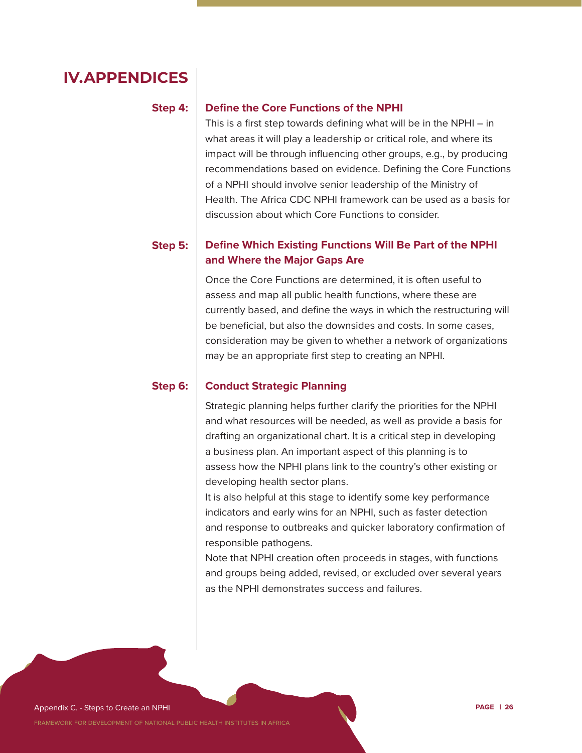# IV. APPENDICES

**Step 4:** **Define the Core Functions of the NPHI**

This is a first step towards defining what will be in the NPHI – in what areas it will play a leadership or critical role, and where its impact will be through influencing other groups, e.g., by producing recommendations based on evidence. Defining the Core Functions of a NPHI should involve senior leadership of the Ministry of Health. The Africa CDC NPHI framework can be used as a basis for discussion about which Core Functions to consider.

**Step 5:** **Define Which Existing Functions Will Be Part of the NPHI and Where the Major Gaps Are**

Once the Core Functions are determined, it is often useful to assess and map all public health functions, where these are currently based, and define the ways in which the restructuring will be beneficial, but also the downsides and costs. In some cases, consideration may be given to whether a network of organizations may be an appropriate first step to creating an NPHI.

**Step 6:** **Conduct Strategic Planning**

Strategic planning helps further clarify the priorities for the NPHI and what resources will be needed, as well as provide a basis for drafting an organizational chart. It is a critical step in developing a business plan. An important aspect of this planning is to assess how the NPHI plans link to the country's other existing or developing health sector plans.

It is also helpful at this stage to identify some key performance indicators and early wins for an NPHI, such as faster detection and response to outbreaks and quicker laboratory confirmation of responsible pathogens.

Note that NPHI creation often proceeds in stages, with functions and groups being added, revised, or excluded over several years as the NPHI demonstrates success and failures.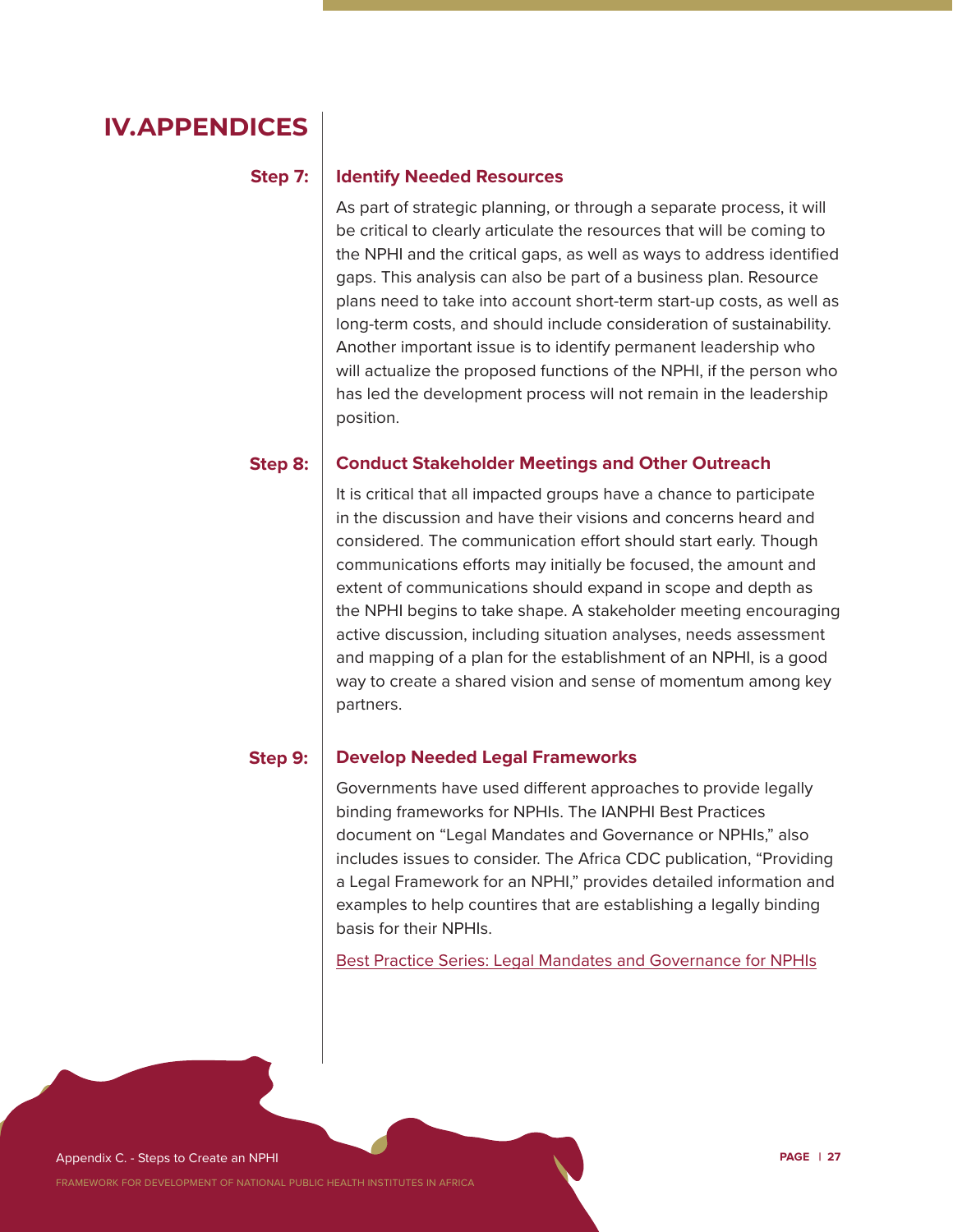# IV. APPENDICES

### Step 7: Identify Needed Resources

As part of strategic planning, or through a separate process, it will be critical to clearly articulate the resources that will be coming to the NPHI and the critical gaps, as well as ways to address identified gaps. This analysis can also be part of a business plan. Resource plans need to take into account short-term start-up costs, as well as long-term costs, and should include consideration of sustainability. Another important issue is to identify permanent leadership who will actualize the proposed functions of the NPHI, if the person who has led the development process will not remain in the leadership position.

### Step 8: Conduct Stakeholder Meetings and Other Outreach

It is critical that all impacted groups have a chance to participate in the discussion and have their visions and concerns heard and considered. The communication effort should start early. Though communications efforts may initially be focused, the amount and extent of communications should expand in scope and depth as the NPHI begins to take shape. A stakeholder meeting encouraging active discussion, including situation analyses, needs assessment and mapping of a plan for the establishment of an NPHI, is a good way to create a shared vision and sense of momentum among key partners.

### Step 9: Develop Needed Legal Frameworks

Governments have used different approaches to provide legally binding frameworks for NPHIs. The IANPHI Best Practices document on "Legal Mandates and Governance or NPHIs," also includes issues to consider. The Africa CDC publication, "Providing a Legal Framework for an NPHI," provides detailed information and examples to help countires that are establishing a legally binding basis for their NPHIs.

Best Practice Series: Legal Mandates and Governance for NPHIs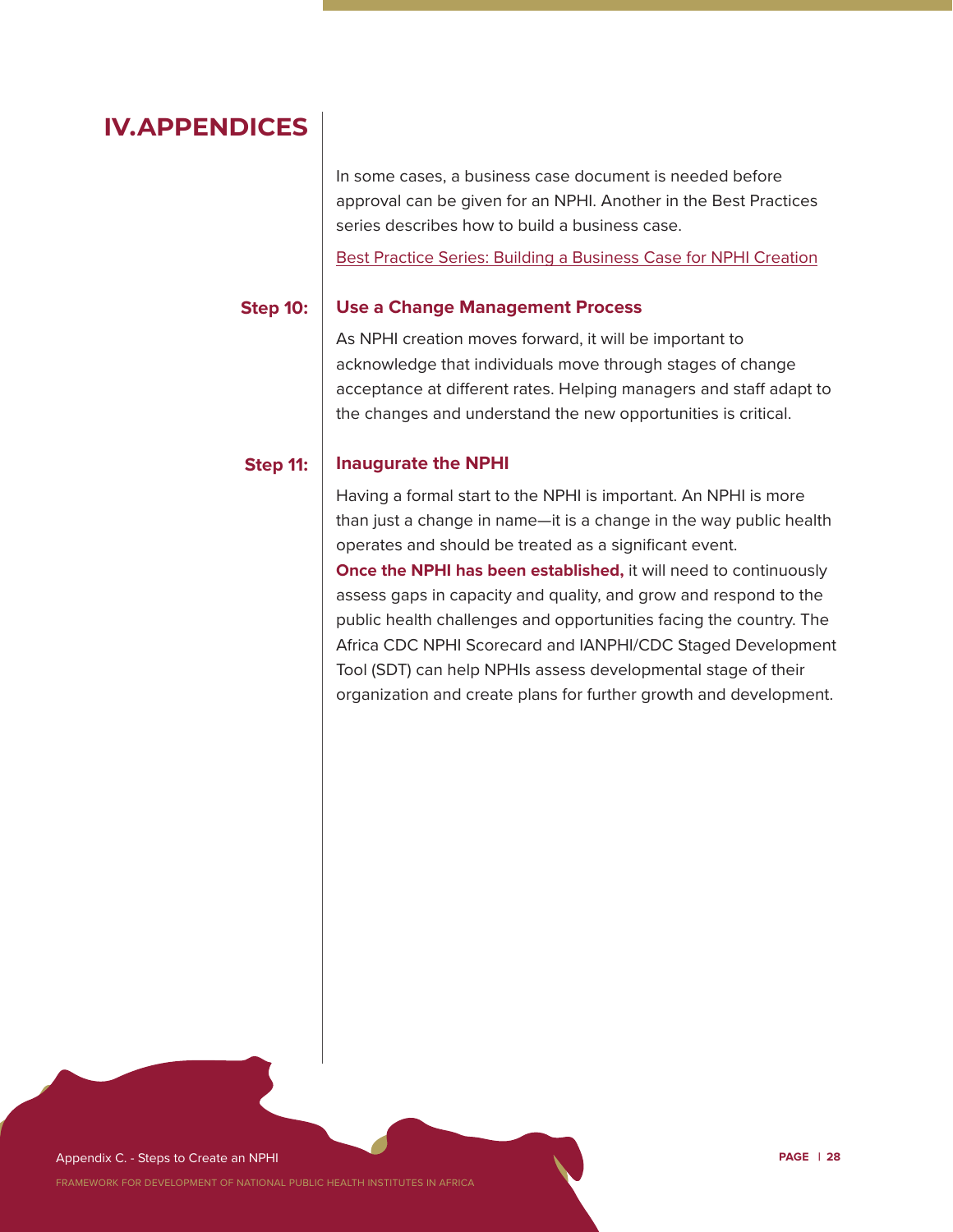# IV. APPENDICES

In some cases, a business case document is needed before approval can be given for an NPHI. Another in the Best Practices series describes how to build a business case.

Best Practice Series: Building a Business Case for NPHI Creation

### Step 10: Use a Change Management Process

As NPHI creation moves forward, it will be important to acknowledge that individuals move through stages of change acceptance at different rates. Helping managers and staff adapt to the changes and understand the new opportunities is critical.

### Step 11: Inaugurate the NPHI

Having a formal start to the NPHI is important. An NPHI is more than just a change in name—it is a change in the way public health operates and should be treated as a significant event.

**Once the NPHI has been established,** it will need to continuously assess gaps in capacity and quality, and grow and respond to the public health challenges and opportunities facing the country. The Africa CDC NPHI Scorecard and IANPHI/CDC Staged Development Tool (SDT) can help NPHIs assess developmental stage of their organization and create plans for further growth and development.